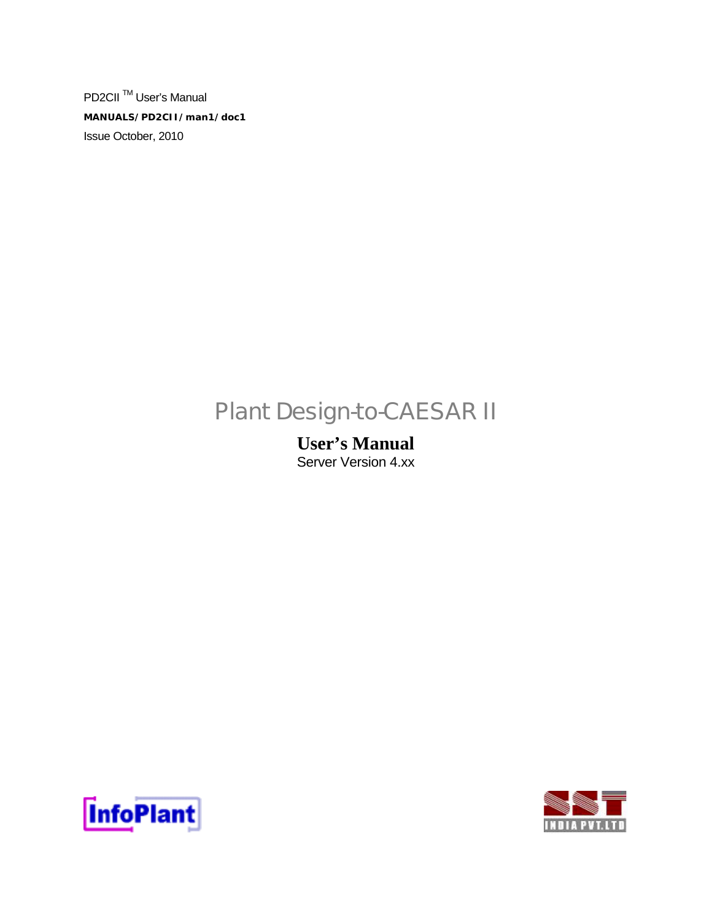PD2CII ™ User's Manual

**MANUALS/PD2CII/man1/doc1**

Issue October, 2010

# Plant Design-to-CAESAR II

## User's Manual

Server Version 4.xx

InfoPlant

SST INDIA PVT.LTD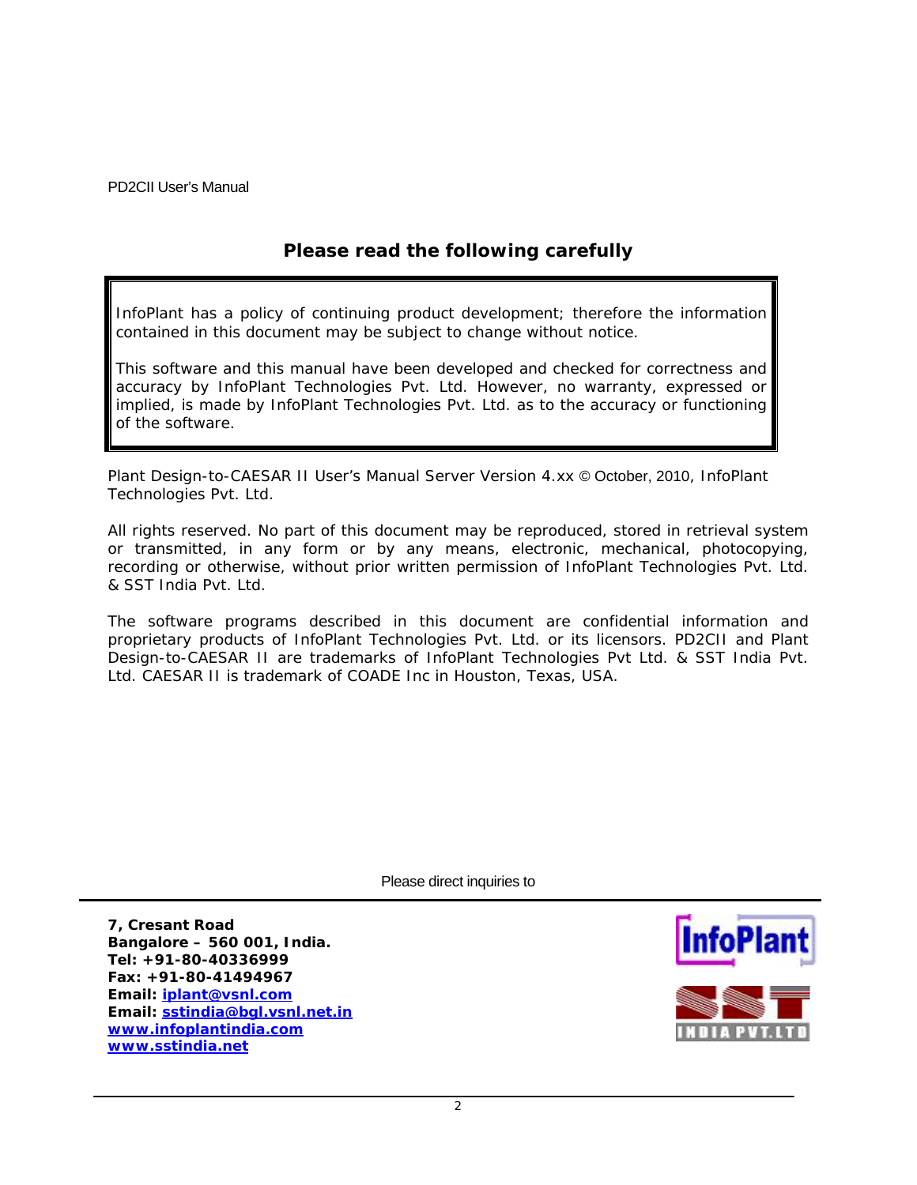## Please read the following carefully

InfoPlant has a policy of continuing product development; therefore the information contained in this document may be subject to change without notice.

This software and this manual have been developed and checked for correctness and accuracy by InfoPlant Technologies Pvt. Ltd. However, no warranty, expressed or implied, is made by InfoPlant Technologies Pvt. Ltd. as to the accuracy or functioning of the software.

Plant Design-to-CAESAR II User's Manual Server Version 4.xx © October, 2010, InfoPlant Technologies Pvt. Ltd.

All rights reserved. No part of this document may be reproduced, stored in retrieval system or transmitted, in any form or by any means, electronic, mechanical, photocopying, recording or otherwise, without prior written permission of InfoPlant Technologies Pvt. Ltd. & SST India Pvt. Ltd.

The software programs described in this document are confidential information and proprietary products of InfoPlant Technologies Pvt. Ltd. or its licensors. PD2CII and Plant Design-to-CAESAR II are trademarks of InfoPlant Technologies Pvt Ltd. & SST India Pvt. Ltd. CAESAR II is trademark of COADE Inc in Houston, Texas, USA.

Please direct inquiries to

**7, Cresant Road**
**Bangalore – 560 001, India.**
**Tel: +91-80-40336999**
**Fax: +91-80-41494967**
**Email: iplant@vsnl.com**
**Email: sstindia@bgl.vsnl.net.in**
**www.infoplantindia.com**
**www.sstindia.net**

InfoPlant

SST INDIA PVT.LTD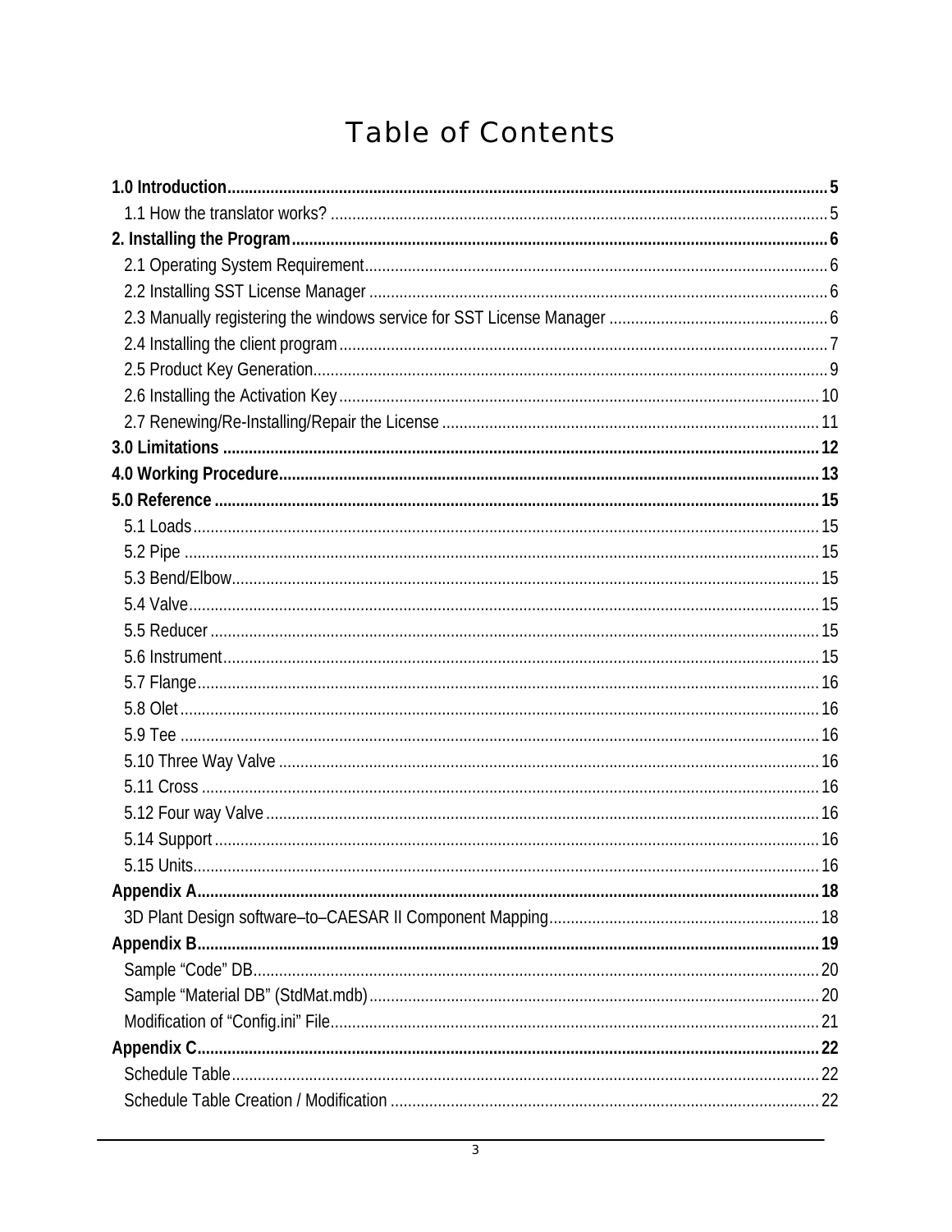# Table of Contents

**1.0 Introduction** ........ 5
- 1.1 How the translator works? ........ 5

**2. Installing the Program** ........ 6
- 2.1 Operating System Requirement ........ 6
- 2.2 Installing SST License Manager ........ 6
- 2.3 Manually registering the windows service for SST License Manager ........ 6
- 2.4 Installing the client program ........ 7
- 2.5 Product Key Generation ........ 9
- 2.6 Installing the Activation Key ........ 10
- 2.7 Renewing/Re-Installing/Repair the License ........ 11

**3.0 Limitations** ........ 12

**4.0 Working Procedure** ........ 13

**5.0 Reference** ........ 15
- 5.1 Loads ........ 15
- 5.2 Pipe ........ 15
- 5.3 Bend/Elbow ........ 15
- 5.4 Valve ........ 15
- 5.5 Reducer ........ 15
- 5.6 Instrument ........ 15
- 5.7 Flange ........ 16
- 5.8 Olet ........ 16
- 5.9 Tee ........ 16
- 5.10 Three Way Valve ........ 16
- 5.11 Cross ........ 16
- 5.12 Four way Valve ........ 16
- 5.14 Support ........ 16
- 5.15 Units ........ 16

**Appendix A** ........ 18
- 3D Plant Design software–to–CAESAR II Component Mapping ........ 18

**Appendix B** ........ 19
- Sample “Code” DB ........ 20
- Sample “Material DB” (StdMat.mdb) ........ 20
- Modification of “Config.ini” File ........ 21

**Appendix C** ........ 22
- Schedule Table ........ 22
- Schedule Table Creation / Modification ........ 22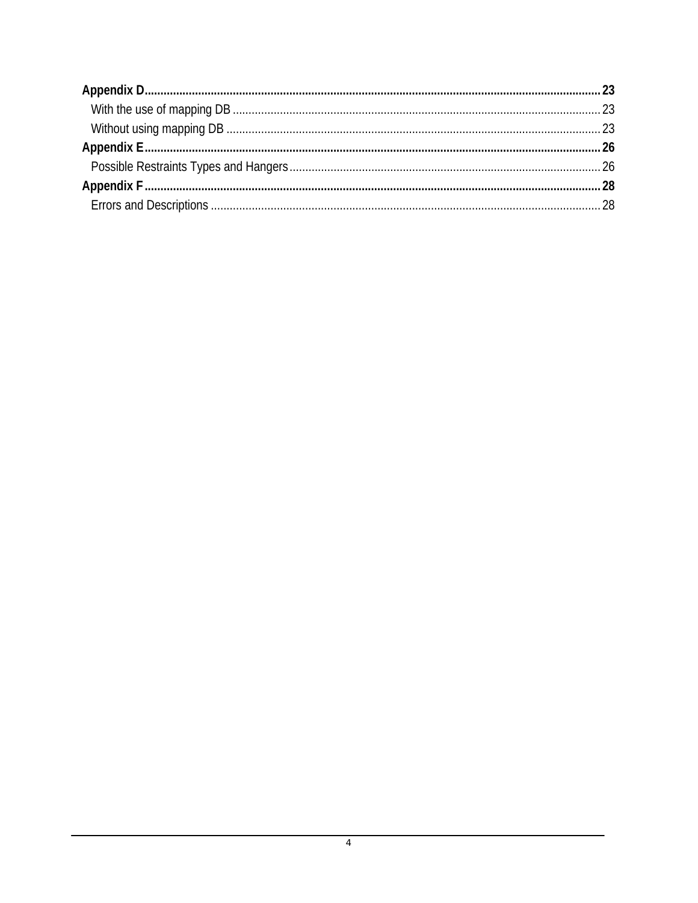**Appendix D** ........................................................................................................................................ **23**

With the use of mapping DB ........................................................................................................... 23

Without using mapping DB ............................................................................................................. 23

**Appendix E** ........................................................................................................................................ **26**

Possible Restraints Types and Hangers ........................................................................................... 26

**Appendix F** ........................................................................................................................................ **28**

Errors and Descriptions .................................................................................................................. 28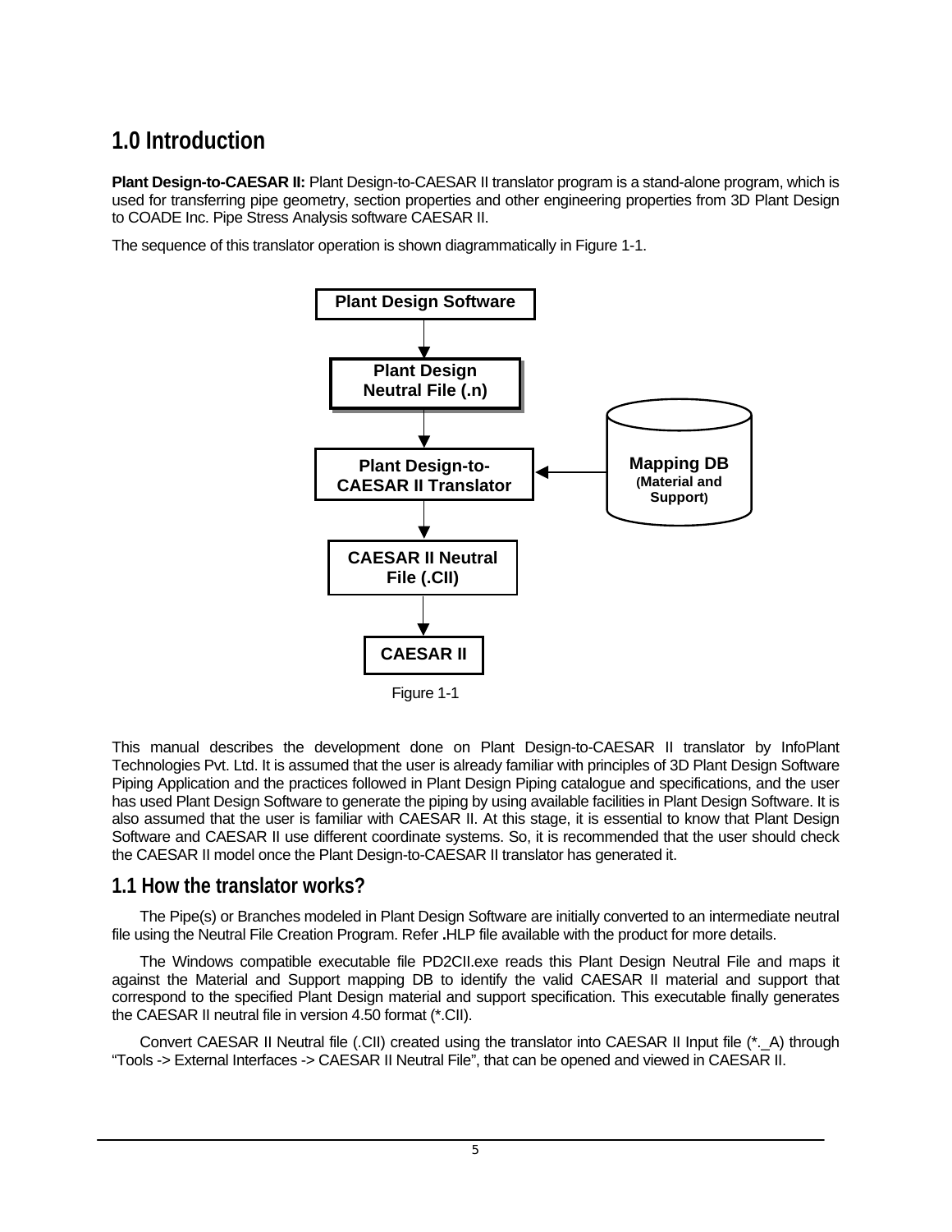# 1.0 Introduction

**Plant Design-to-CAESAR II:** Plant Design-to-CAESAR II translator program is a stand-alone program, which is used for transferring pipe geometry, section properties and other engineering properties from 3D Plant Design to COADE Inc. Pipe Stress Analysis software CAESAR II.

The sequence of this translator operation is shown diagrammatically in Figure 1-1.

Plant Design Software → Plant Design Neutral File (.n) → Plant Design-to-CAESAR II Translator (← Mapping DB (Material and Support)) → CAESAR II Neutral File (.CII) → CAESAR II

Figure 1-1

This manual describes the development done on Plant Design-to-CAESAR II translator by InfoPlant Technologies Pvt. Ltd. It is assumed that the user is already familiar with principles of 3D Plant Design Software Piping Application and the practices followed in Plant Design Piping catalogue and specifications, and the user has used Plant Design Software to generate the piping by using available facilities in Plant Design Software. It is also assumed that the user is familiar with CAESAR II. At this stage, it is essential to know that Plant Design Software and CAESAR II use different coordinate systems. So, it is recommended that the user should check the CAESAR II model once the Plant Design-to-CAESAR II translator has generated it.

## 1.1 How the translator works?

The Pipe(s) or Branches modeled in Plant Design Software are initially converted to an intermediate neutral file using the Neutral File Creation Program. Refer **.**HLP file available with the product for more details.

The Windows compatible executable file PD2CII.exe reads this Plant Design Neutral File and maps it against the Material and Support mapping DB to identify the valid CAESAR II material and support that correspond to the specified Plant Design material and support specification. This executable finally generates the CAESAR II neutral file in version 4.50 format (*.CII).

Convert CAESAR II Neutral file (.CII) created using the translator into CAESAR II Input file (*._A) through "Tools -> External Interfaces -> CAESAR II Neutral File", that can be opened and viewed in CAESAR II.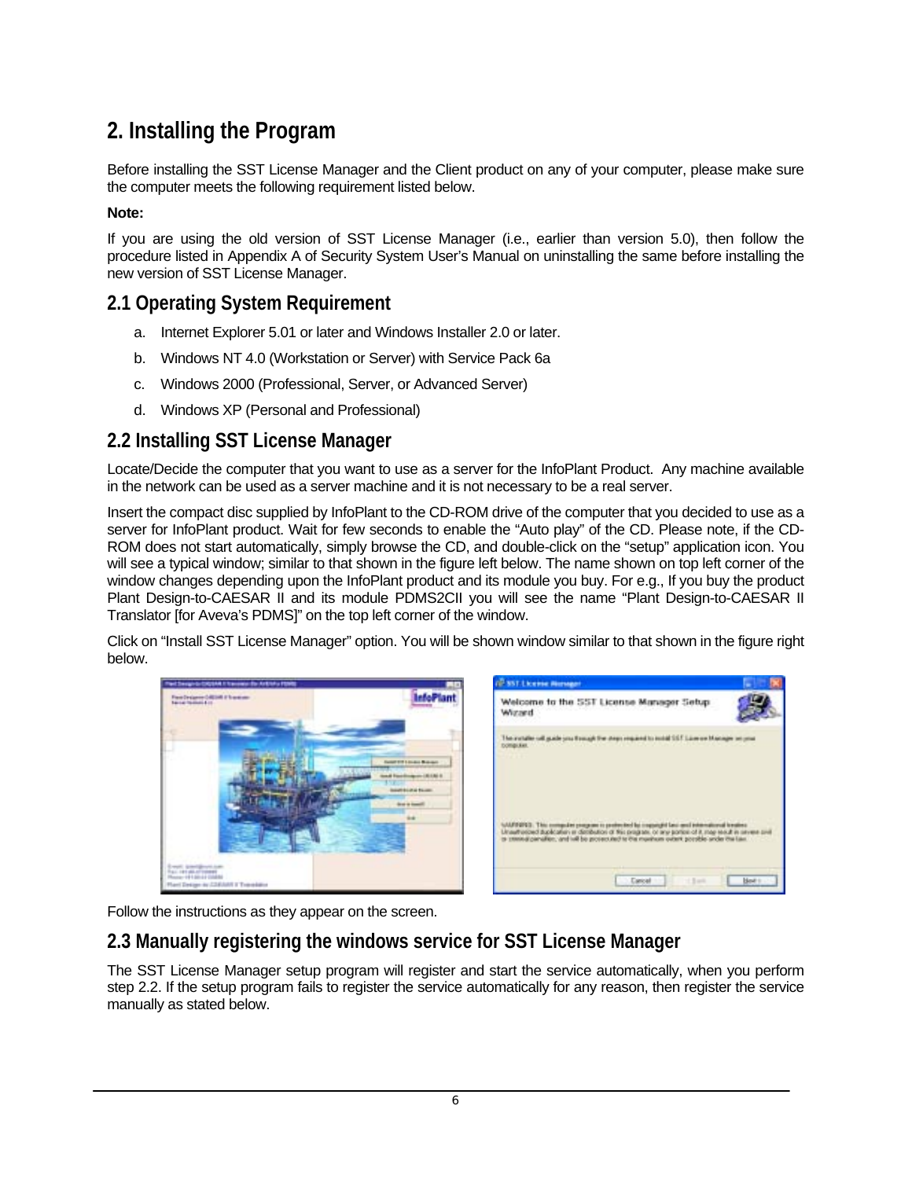# 2. Installing the Program

Before installing the SST License Manager and the Client product on any of your computer, please make sure the computer meets the following requirement listed below.

**Note:**

If you are using the old version of SST License Manager (i.e., earlier than version 5.0), then follow the procedure listed in Appendix A of Security System User's Manual on uninstalling the same before installing the new version of SST License Manager.

## 2.1 Operating System Requirement

a. Internet Explorer 5.01 or later and Windows Installer 2.0 or later.

b. Windows NT 4.0 (Workstation or Server) with Service Pack 6a

c. Windows 2000 (Professional, Server, or Advanced Server)

d. Windows XP (Personal and Professional)

## 2.2 Installing SST License Manager

Locate/Decide the computer that you want to use as a server for the InfoPlant Product. Any machine available in the network can be used as a server machine and it is not necessary to be a real server.

Insert the compact disc supplied by InfoPlant to the CD-ROM drive of the computer that you decided to use as a server for InfoPlant product. Wait for few seconds to enable the "Auto play" of the CD. Please note, if the CD-ROM does not start automatically, simply browse the CD, and double-click on the "setup" application icon. You will see a typical window; similar to that shown in the figure left below. The name shown on top left corner of the window changes depending upon the InfoPlant product and its module you buy. For e.g., If you buy the product Plant Design-to-CAESAR II and its module PDMS2CII you will see the name "Plant Design-to-CAESAR II Translator [for Aveva's PDMS]" on the top left corner of the window.

Click on "Install SST License Manager" option. You will be shown window similar to that shown in the figure right below.

Follow the instructions as they appear on the screen.

## 2.3 Manually registering the windows service for SST License Manager

The SST License Manager setup program will register and start the service automatically, when you perform step 2.2. If the setup program fails to register the service automatically for any reason, then register the service manually as stated below.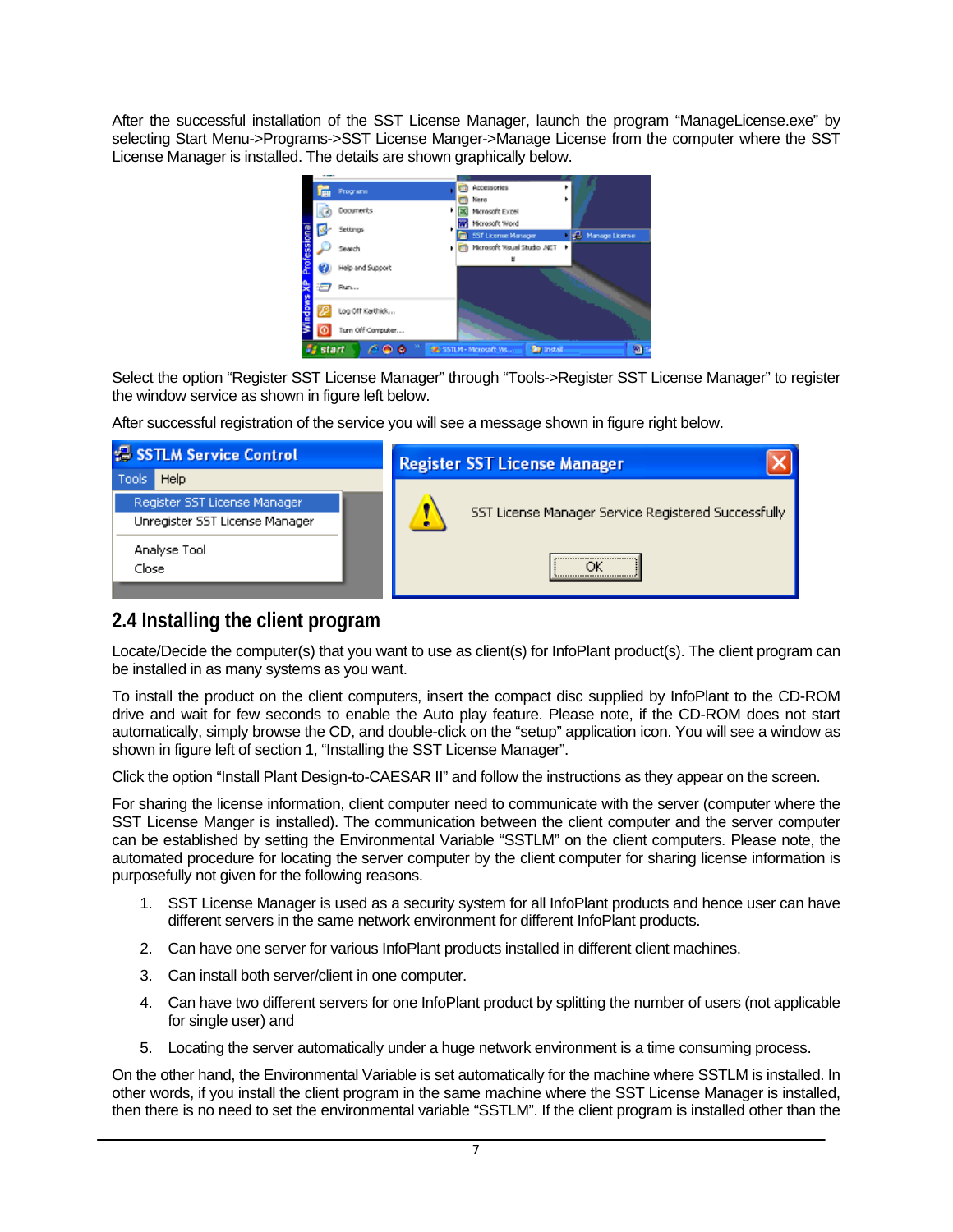After the successful installation of the SST License Manager, launch the program “ManageLicense.exe” by selecting Start Menu->Programs->SST License Manger->Manage License from the computer where the SST License Manager is installed. The details are shown graphically below.

Select the option “Register SST License Manager” through “Tools->Register SST License Manager” to register the window service as shown in figure left below.

After successful registration of the service you will see a message shown in figure right below.

## 2.4 Installing the client program

Locate/Decide the computer(s) that you want to use as client(s) for InfoPlant product(s). The client program can be installed in as many systems as you want.

To install the product on the client computers, insert the compact disc supplied by InfoPlant to the CD-ROM drive and wait for few seconds to enable the Auto play feature. Please note, if the CD-ROM does not start automatically, simply browse the CD, and double-click on the “setup” application icon. You will see a window as shown in figure left of section 1, “Installing the SST License Manager”.

Click the option “Install Plant Design-to-CAESAR II” and follow the instructions as they appear on the screen.

For sharing the license information, client computer need to communicate with the server (computer where the SST License Manger is installed). The communication between the client computer and the server computer can be established by setting the Environmental Variable “SSTLM” on the client computers. Please note, the automated procedure for locating the server computer by the client computer for sharing license information is purposefully not given for the following reasons.

1. SST License Manager is used as a security system for all InfoPlant products and hence user can have different servers in the same network environment for different InfoPlant products.
2. Can have one server for various InfoPlant products installed in different client machines.
3. Can install both server/client in one computer.
4. Can have two different servers for one InfoPlant product by splitting the number of users (not applicable for single user) and
5. Locating the server automatically under a huge network environment is a time consuming process.

On the other hand, the Environmental Variable is set automatically for the machine where SSTLM is installed. In other words, if you install the client program in the same machine where the SST License Manager is installed, then there is no need to set the environmental variable “SSTLM”. If the client program is installed other than the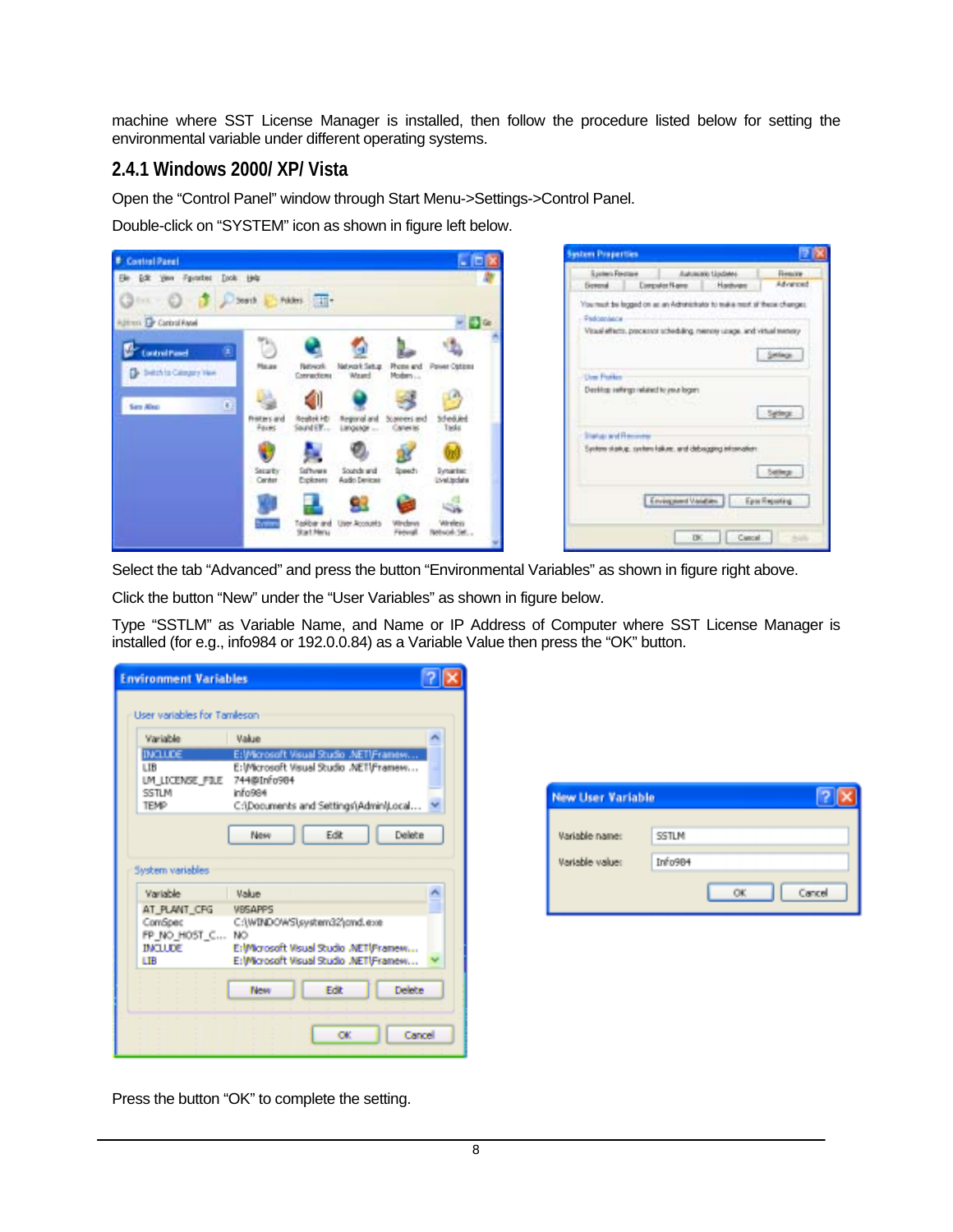machine where SST License Manager is installed, then follow the procedure listed below for setting the environmental variable under different operating systems.

### 2.4.1 Windows 2000/ XP/ Vista

Open the "Control Panel" window through Start Menu->Settings->Control Panel.

Double-click on "SYSTEM" icon as shown in figure left below.

Select the tab "Advanced" and press the button "Environmental Variables" as shown in figure right above.

Click the button "New" under the "User Variables" as shown in figure below.

Type "SSTLM" as Variable Name, and Name or IP Address of Computer where SST License Manager is installed (for e.g., info984 or 192.0.0.84) as a Variable Value then press the "OK" button.

Press the button "OK" to complete the setting.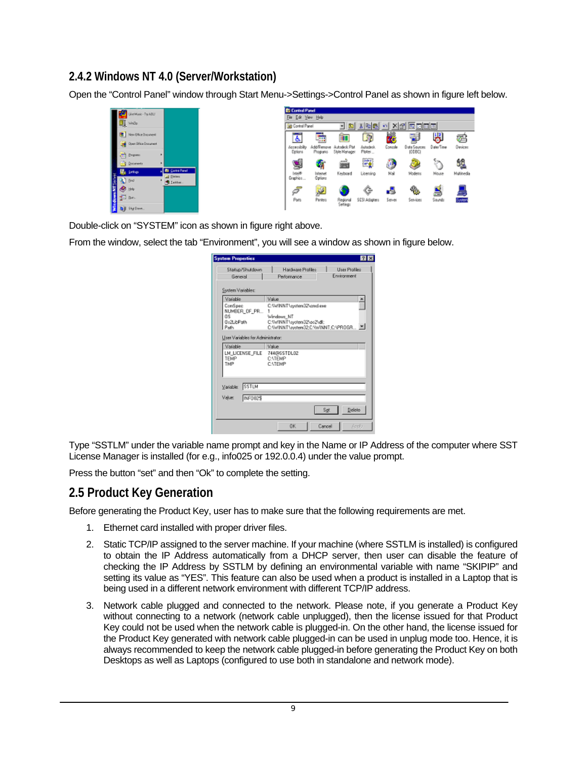### 2.4.2 Windows NT 4.0 (Server/Workstation)

Open the "Control Panel" window through Start Menu->Settings->Control Panel as shown in figure left below.

Double-click on "SYSTEM" icon as shown in figure right above.

From the window, select the tab "Environment", you will see a window as shown in figure below.

Type "SSTLM" under the variable name prompt and key in the Name or IP Address of the computer where SST License Manager is installed (for e.g., info025 or 192.0.0.4) under the value prompt.

Press the button "set" and then "Ok" to complete the setting.

## 2.5 Product Key Generation

Before generating the Product Key, user has to make sure that the following requirements are met.

1. Ethernet card installed with proper driver files.
2. Static TCP/IP assigned to the server machine. If your machine (where SSTLM is installed) is configured to obtain the IP Address automatically from a DHCP server, then user can disable the feature of checking the IP Address by SSTLM by defining an environmental variable with name "SKIPIP" and setting its value as "YES". This feature can also be used when a product is installed in a Laptop that is being used in a different network environment with different TCP/IP address.
3. Network cable plugged and connected to the network. Please note, if you generate a Product Key without connecting to a network (network cable unplugged), then the license issued for that Product Key could not be used when the network cable is plugged-in. On the other hand, the license issued for the Product Key generated with network cable plugged-in can be used in unplug mode too. Hence, it is always recommended to keep the network cable plugged-in before generating the Product Key on both Desktops as well as Laptops (configured to use both in standalone and network mode).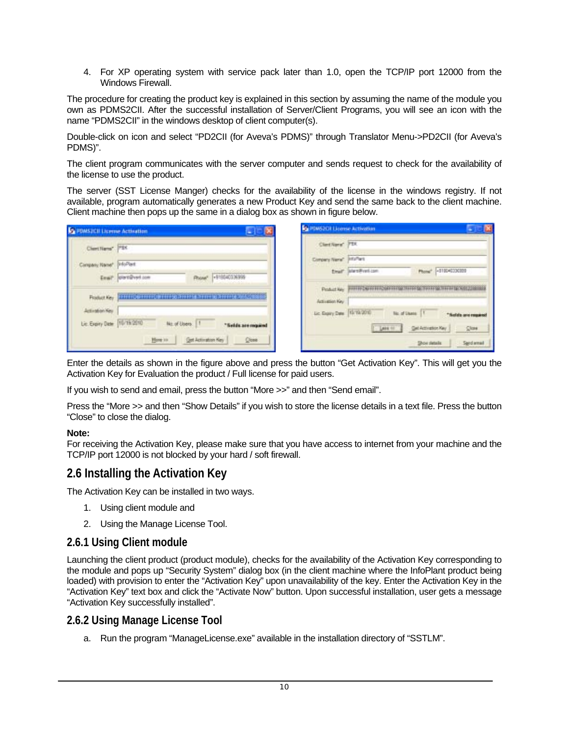4. For XP operating system with service pack later than 1.0, open the TCP/IP port 12000 from the Windows Firewall.

The procedure for creating the product key is explained in this section by assuming the name of the module you own as PDMS2CII. After the successful installation of Server/Client Programs, you will see an icon with the name "PDMS2CII" in the windows desktop of client computer(s).

Double-click on icon and select "PD2CII (for Aveva's PDMS)" through Translator Menu->PD2CII (for Aveva's PDMS)".

The client program communicates with the server computer and sends request to check for the availability of the license to use the product.

The server (SST License Manger) checks for the availability of the license in the windows registry. If not available, program automatically generates a new Product Key and send the same back to the client machine. Client machine then pops up the same in a dialog box as shown in figure below.

Enter the details as shown in the figure above and press the button "Get Activation Key". This will get you the Activation Key for Evaluation the product / Full license for paid users.

If you wish to send and email, press the button "More >>" and then "Send email".

Press the "More >> and then "Show Details" if you wish to store the license details in a text file. Press the button "Close" to close the dialog.

**Note:**
For receiving the Activation Key, please make sure that you have access to internet from your machine and the TCP/IP port 12000 is not blocked by your hard / soft firewall.

## 2.6 Installing the Activation Key

The Activation Key can be installed in two ways.

1. Using client module and
2. Using the Manage License Tool.

### 2.6.1 Using Client module

Launching the client product (product module), checks for the availability of the Activation Key corresponding to the module and pops up "Security System" dialog box (in the client machine where the InfoPlant product being loaded) with provision to enter the "Activation Key" upon unavailability of the key. Enter the Activation Key in the "Activation Key" text box and click the "Activate Now" button. Upon successful installation, user gets a message "Activation Key successfully installed".

### 2.6.2 Using Manage License Tool

a. Run the program "ManageLicense.exe" available in the installation directory of "SSTLM".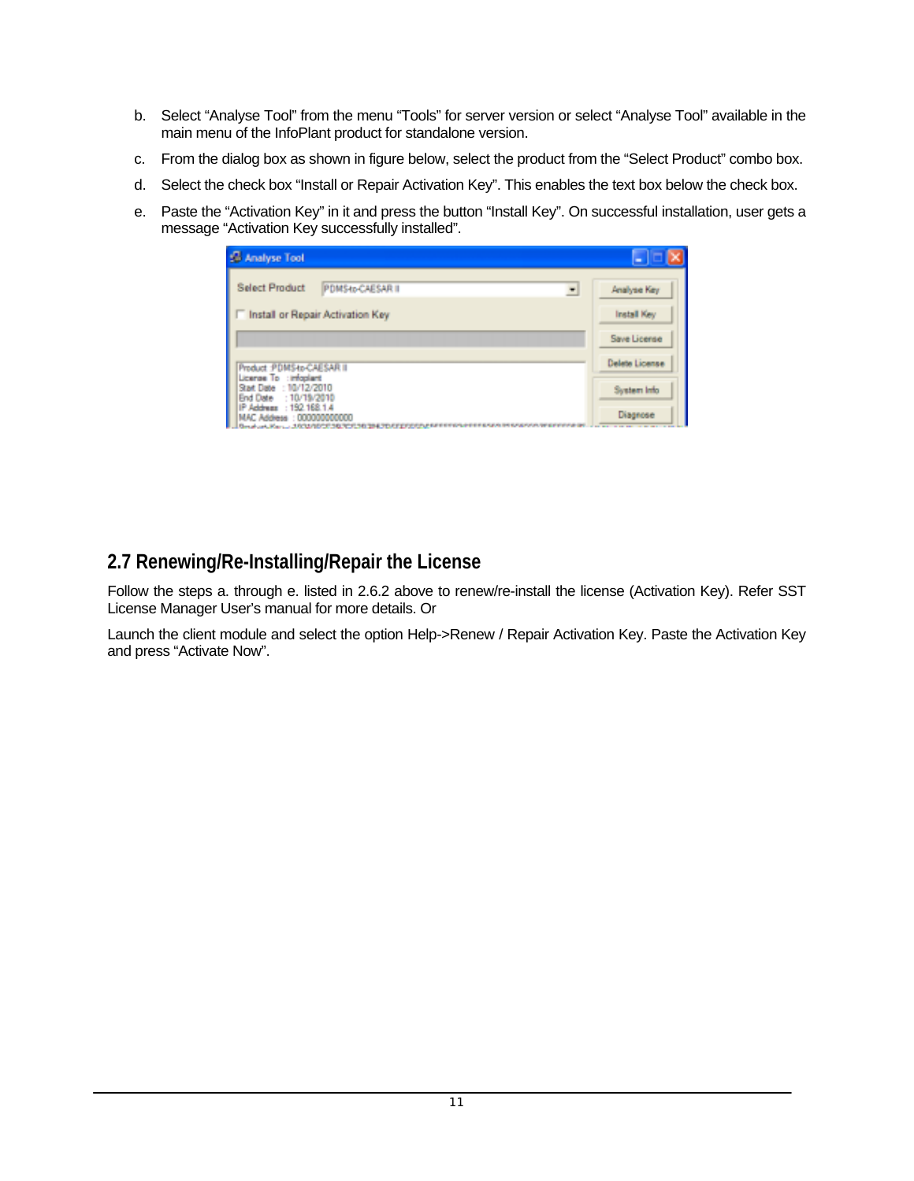b. Select “Analyse Tool” from the menu “Tools” for server version or select “Analyse Tool” available in the main menu of the InfoPlant product for standalone version.

c. From the dialog box as shown in figure below, select the product from the “Select Product” combo box.

d. Select the check box “Install or Repair Activation Key”. This enables the text box below the check box.

e. Paste the “Activation Key” in it and press the button “Install Key”. On successful installation, user gets a message “Activation Key successfully installed”.

## 2.7 Renewing/Re-Installing/Repair the License

Follow the steps a. through e. listed in 2.6.2 above to renew/re-install the license (Activation Key). Refer SST License Manager User’s manual for more details. Or

Launch the client module and select the option Help->Renew / Repair Activation Key. Paste the Activation Key and press “Activate Now”.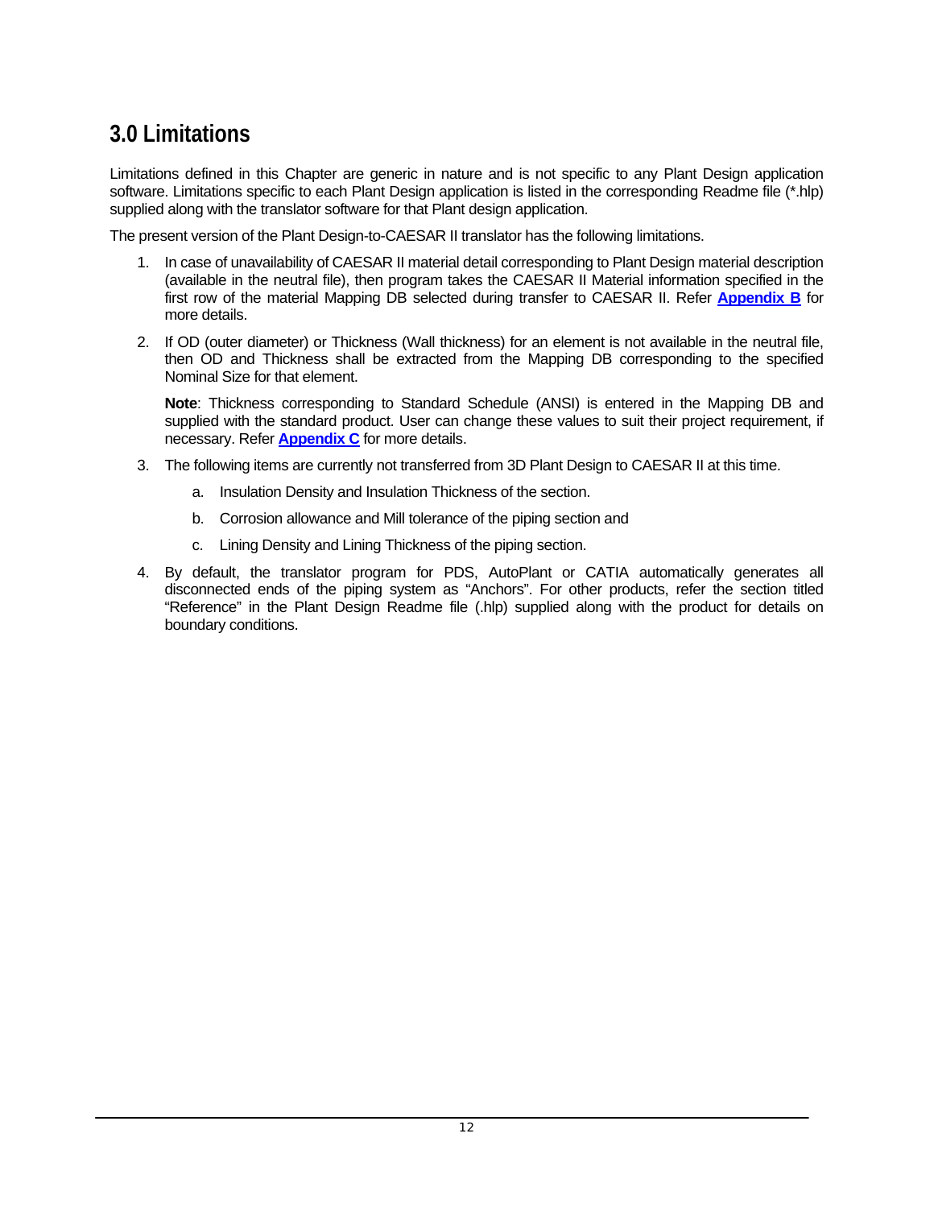# 3.0 Limitations

Limitations defined in this Chapter are generic in nature and is not specific to any Plant Design application software. Limitations specific to each Plant Design application is listed in the corresponding Readme file (*.hlp) supplied along with the translator software for that Plant design application.

The present version of the Plant Design-to-CAESAR II translator has the following limitations.

1. In case of unavailability of CAESAR II material detail corresponding to Plant Design material description (available in the neutral file), then program takes the CAESAR II Material information specified in the first row of the material Mapping DB selected during transfer to CAESAR II. Refer **Appendix B** for more details.

2. If OD (outer diameter) or Thickness (Wall thickness) for an element is not available in the neutral file, then OD and Thickness shall be extracted from the Mapping DB corresponding to the specified Nominal Size for that element.

   **Note**: Thickness corresponding to Standard Schedule (ANSI) is entered in the Mapping DB and supplied with the standard product. User can change these values to suit their project requirement, if necessary. Refer **Appendix C** for more details.

3. The following items are currently not transferred from 3D Plant Design to CAESAR II at this time.

   a. Insulation Density and Insulation Thickness of the section.

   b. Corrosion allowance and Mill tolerance of the piping section and

   c. Lining Density and Lining Thickness of the piping section.

4. By default, the translator program for PDS, AutoPlant or CATIA automatically generates all disconnected ends of the piping system as "Anchors". For other products, refer the section titled "Reference" in the Plant Design Readme file (.hlp) supplied along with the product for details on boundary conditions.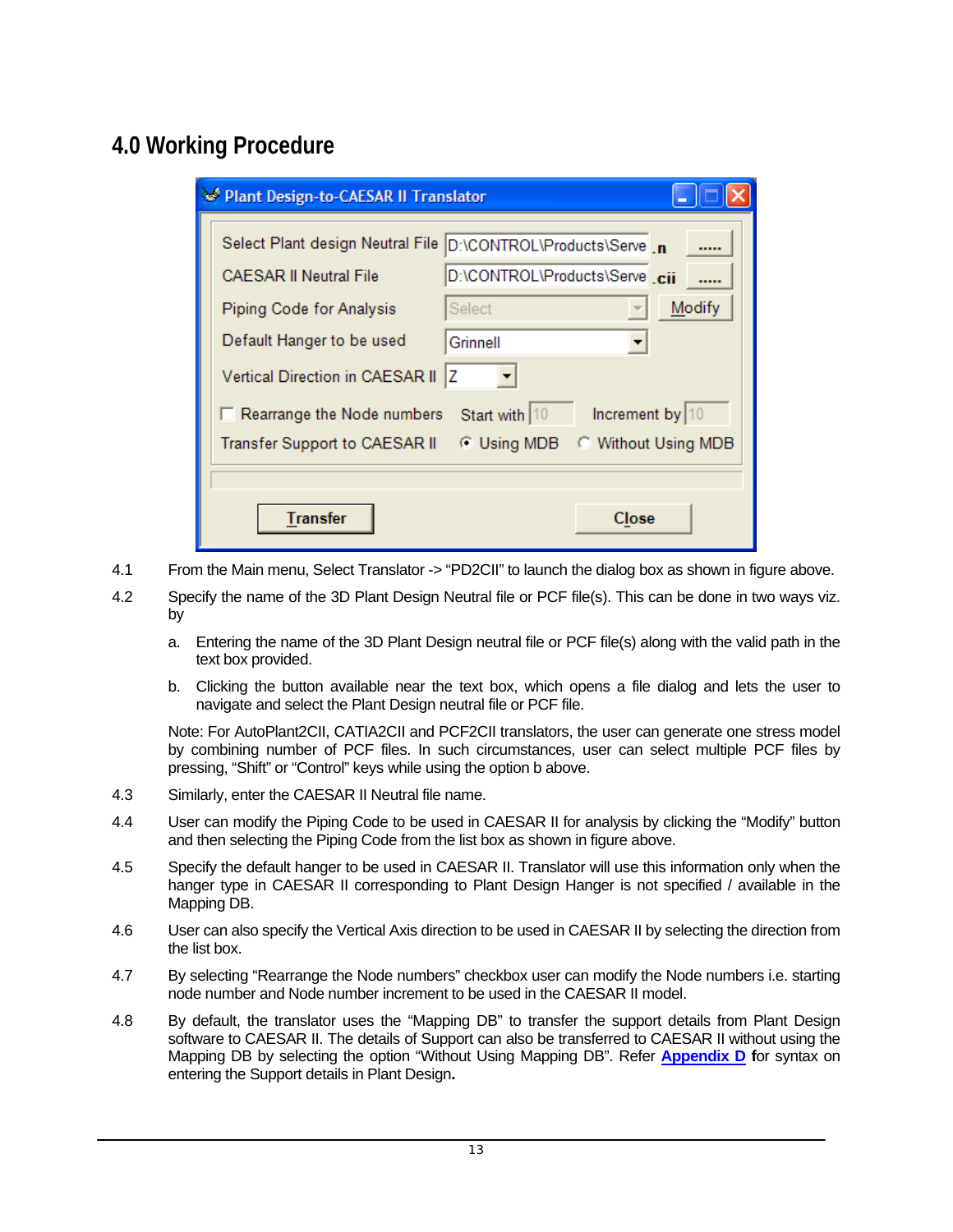# 4.0 Working Procedure

4.1 From the Main menu, Select Translator -> "PD2CII" to launch the dialog box as shown in figure above.

4.2 Specify the name of the 3D Plant Design Neutral file or PCF file(s). This can be done in two ways viz. by

a. Entering the name of the 3D Plant Design neutral file or PCF file(s) along with the valid path in the text box provided.

b. Clicking the button available near the text box, which opens a file dialog and lets the user to navigate and select the Plant Design neutral file or PCF file.

Note: For AutoPlant2CII, CATIA2CII and PCF2CII translators, the user can generate one stress model by combining number of PCF files. In such circumstances, user can select multiple PCF files by pressing, "Shift" or "Control" keys while using the option b above.

4.3 Similarly, enter the CAESAR II Neutral file name.

4.4 User can modify the Piping Code to be used in CAESAR II for analysis by clicking the "Modify" button and then selecting the Piping Code from the list box as shown in figure above.

4.5 Specify the default hanger to be used in CAESAR II. Translator will use this information only when the hanger type in CAESAR II corresponding to Plant Design Hanger is not specified / available in the Mapping DB.

4.6 User can also specify the Vertical Axis direction to be used in CAESAR II by selecting the direction from the list box.

4.7 By selecting "Rearrange the Node numbers" checkbox user can modify the Node numbers i.e. starting node number and Node number increment to be used in the CAESAR II model.

4.8 By default, the translator uses the "Mapping DB" to transfer the support details from Plant Design software to CAESAR II. The details of Support can also be transferred to CAESAR II without using the Mapping DB by selecting the option "Without Using Mapping DB". Refer **Appendix D** for syntax on entering the Support details in Plant Design.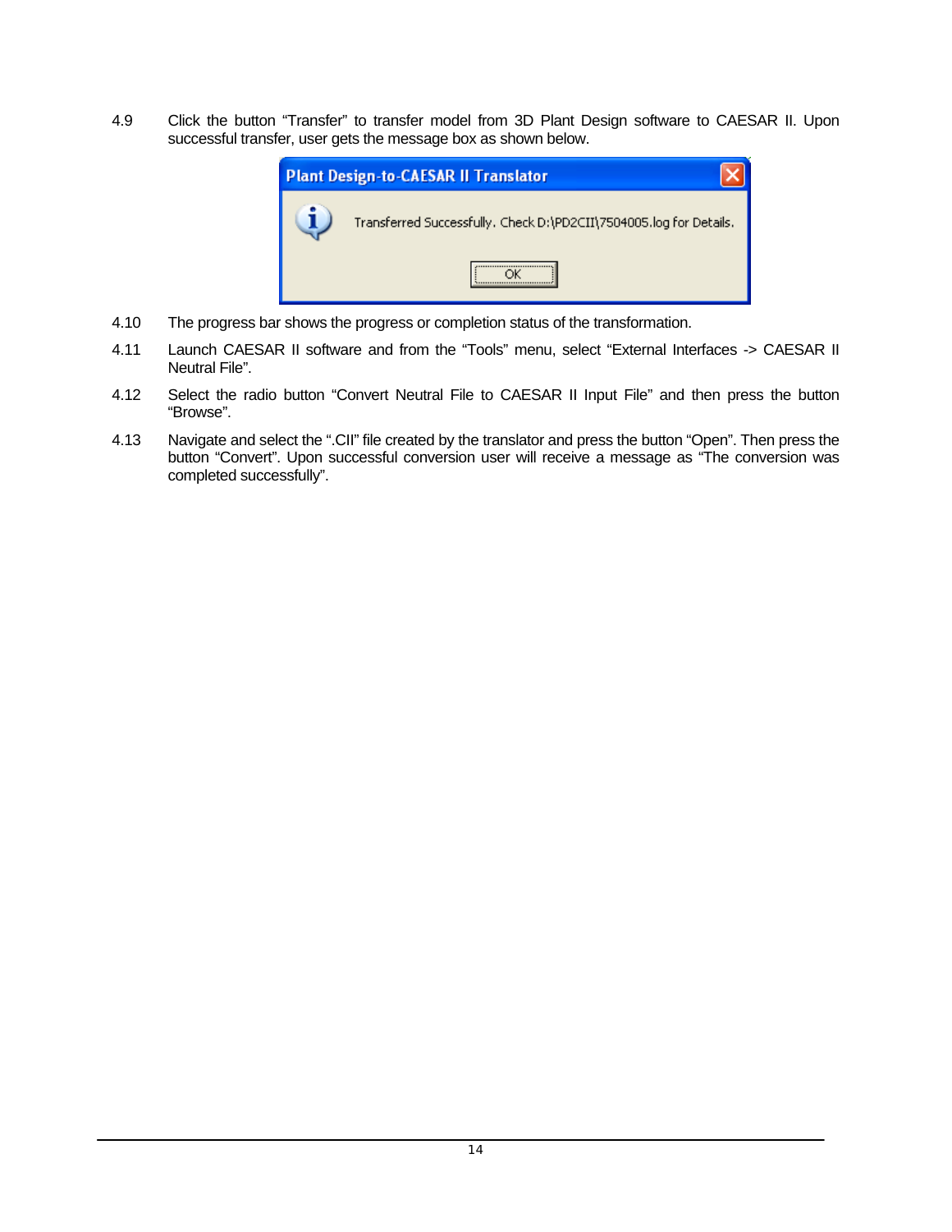4.9 Click the button “Transfer” to transfer model from 3D Plant Design software to CAESAR II. Upon successful transfer, user gets the message box as shown below.

4.10 The progress bar shows the progress or completion status of the transformation.

4.11 Launch CAESAR II software and from the “Tools” menu, select “External Interfaces -> CAESAR II Neutral File”.

4.12 Select the radio button “Convert Neutral File to CAESAR II Input File” and then press the button “Browse”.

4.13 Navigate and select the “.CII” file created by the translator and press the button “Open”. Then press the button “Convert”. Upon successful conversion user will receive a message as “The conversion was completed successfully”.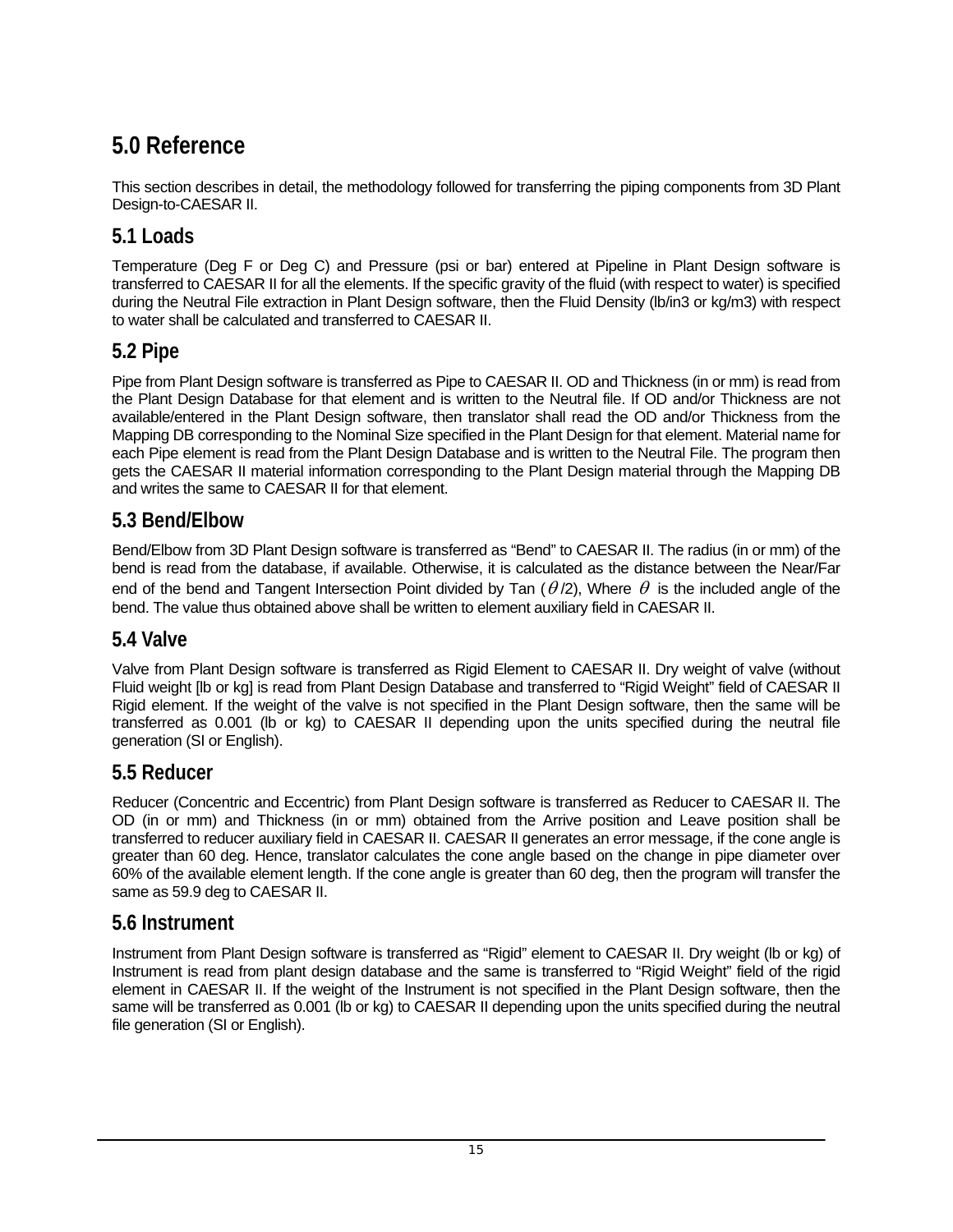# 5.0 Reference

This section describes in detail, the methodology followed for transferring the piping components from 3D Plant Design-to-CAESAR II.

## 5.1 Loads

Temperature (Deg F or Deg C) and Pressure (psi or bar) entered at Pipeline in Plant Design software is transferred to CAESAR II for all the elements. If the specific gravity of the fluid (with respect to water) is specified during the Neutral File extraction in Plant Design software, then the Fluid Density (lb/in3 or kg/m3) with respect to water shall be calculated and transferred to CAESAR II.

## 5.2 Pipe

Pipe from Plant Design software is transferred as Pipe to CAESAR II. OD and Thickness (in or mm) is read from the Plant Design Database for that element and is written to the Neutral file. If OD and/or Thickness are not available/entered in the Plant Design software, then translator shall read the OD and/or Thickness from the Mapping DB corresponding to the Nominal Size specified in the Plant Design for that element. Material name for each Pipe element is read from the Plant Design Database and is written to the Neutral File. The program then gets the CAESAR II material information corresponding to the Plant Design material through the Mapping DB and writes the same to CAESAR II for that element.

## 5.3 Bend/Elbow

Bend/Elbow from 3D Plant Design software is transferred as "Bend" to CAESAR II. The radius (in or mm) of the bend is read from the database, if available. Otherwise, it is calculated as the distance between the Near/Far end of the bend and Tangent Intersection Point divided by Tan ($\theta$/2), Where $\theta$ is the included angle of the bend. The value thus obtained above shall be written to element auxiliary field in CAESAR II.

## 5.4 Valve

Valve from Plant Design software is transferred as Rigid Element to CAESAR II. Dry weight of valve (without Fluid weight [lb or kg] is read from Plant Design Database and transferred to "Rigid Weight" field of CAESAR II Rigid element. If the weight of the valve is not specified in the Plant Design software, then the same will be transferred as 0.001 (lb or kg) to CAESAR II depending upon the units specified during the neutral file generation (SI or English).

## 5.5 Reducer

Reducer (Concentric and Eccentric) from Plant Design software is transferred as Reducer to CAESAR II. The OD (in or mm) and Thickness (in or mm) obtained from the Arrive position and Leave position shall be transferred to reducer auxiliary field in CAESAR II. CAESAR II generates an error message, if the cone angle is greater than 60 deg. Hence, translator calculates the cone angle based on the change in pipe diameter over 60% of the available element length. If the cone angle is greater than 60 deg, then the program will transfer the same as 59.9 deg to CAESAR II.

## 5.6 Instrument

Instrument from Plant Design software is transferred as "Rigid" element to CAESAR II. Dry weight (lb or kg) of Instrument is read from plant design database and the same is transferred to "Rigid Weight" field of the rigid element in CAESAR II. If the weight of the Instrument is not specified in the Plant Design software, then the same will be transferred as 0.001 (lb or kg) to CAESAR II depending upon the units specified during the neutral file generation (SI or English).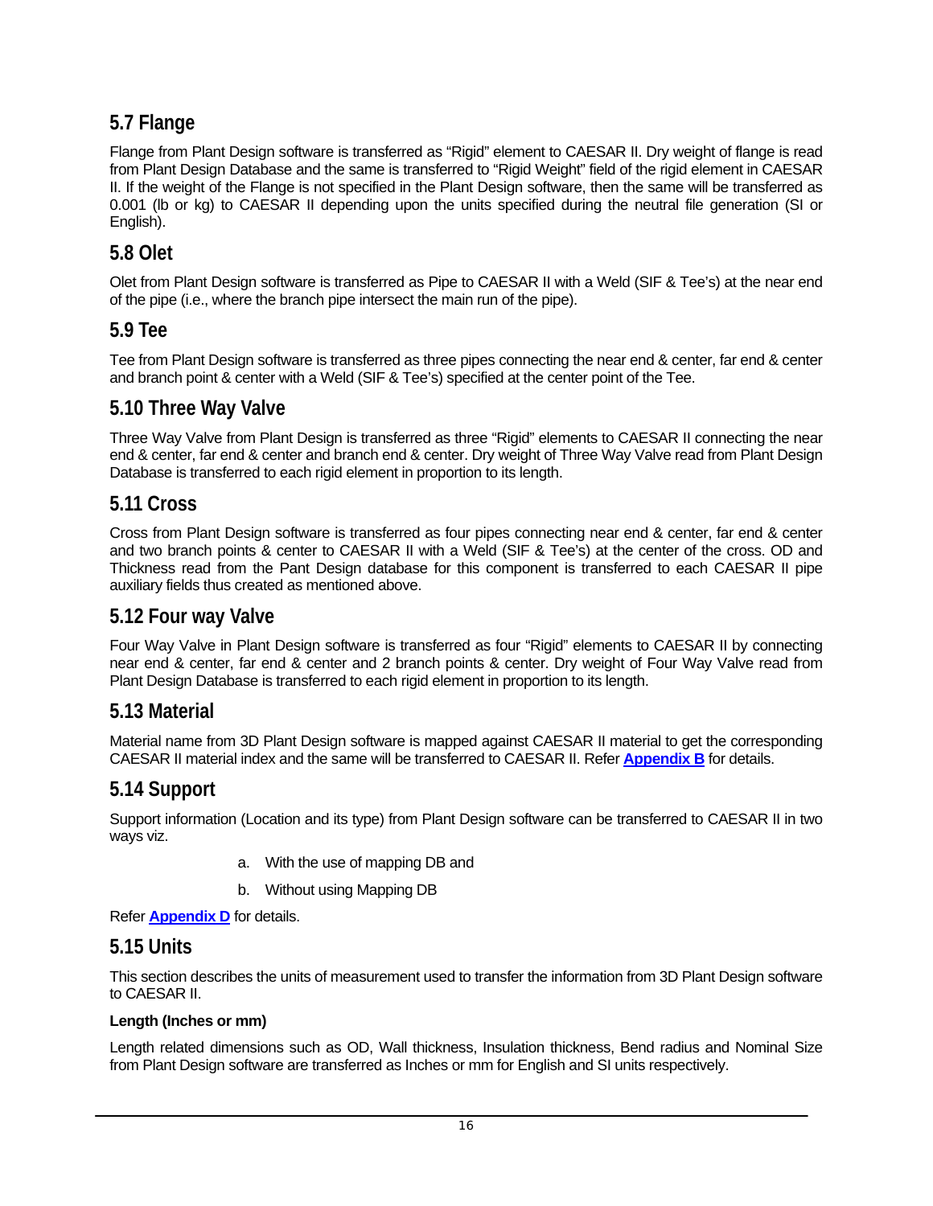## 5.7 Flange

Flange from Plant Design software is transferred as "Rigid" element to CAESAR II. Dry weight of flange is read from Plant Design Database and the same is transferred to "Rigid Weight" field of the rigid element in CAESAR II. If the weight of the Flange is not specified in the Plant Design software, then the same will be transferred as 0.001 (lb or kg) to CAESAR II depending upon the units specified during the neutral file generation (SI or English).

## 5.8 Olet

Olet from Plant Design software is transferred as Pipe to CAESAR II with a Weld (SIF & Tee's) at the near end of the pipe (i.e., where the branch pipe intersect the main run of the pipe).

## 5.9 Tee

Tee from Plant Design software is transferred as three pipes connecting the near end & center, far end & center and branch point & center with a Weld (SIF & Tee's) specified at the center point of the Tee.

## 5.10 Three Way Valve

Three Way Valve from Plant Design is transferred as three "Rigid" elements to CAESAR II connecting the near end & center, far end & center and branch end & center. Dry weight of Three Way Valve read from Plant Design Database is transferred to each rigid element in proportion to its length.

## 5.11 Cross

Cross from Plant Design software is transferred as four pipes connecting near end & center, far end & center and two branch points & center to CAESAR II with a Weld (SIF & Tee's) at the center of the cross. OD and Thickness read from the Pant Design database for this component is transferred to each CAESAR II pipe auxiliary fields thus created as mentioned above.

## 5.12 Four way Valve

Four Way Valve in Plant Design software is transferred as four "Rigid" elements to CAESAR II by connecting near end & center, far end & center and 2 branch points & center. Dry weight of Four Way Valve read from Plant Design Database is transferred to each rigid element in proportion to its length.

## 5.13 Material

Material name from 3D Plant Design software is mapped against CAESAR II material to get the corresponding CAESAR II material index and the same will be transferred to CAESAR II. Refer **Appendix B** for details.

## 5.14 Support

Support information (Location and its type) from Plant Design software can be transferred to CAESAR II in two ways viz.

a. With the use of mapping DB and

b. Without using Mapping DB

Refer **Appendix D** for details.

## 5.15 Units

This section describes the units of measurement used to transfer the information from 3D Plant Design software to CAESAR II.

**Length (Inches or mm)**

Length related dimensions such as OD, Wall thickness, Insulation thickness, Bend radius and Nominal Size from Plant Design software are transferred as Inches or mm for English and SI units respectively.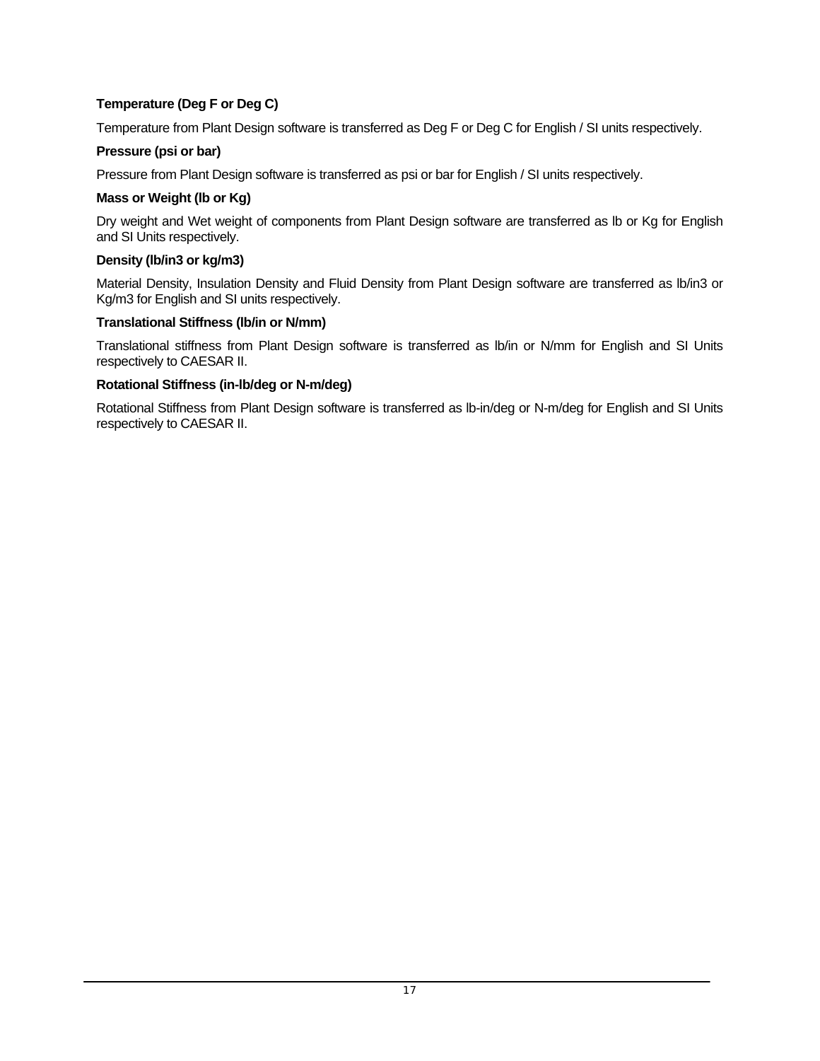**Temperature (Deg F or Deg C)**

Temperature from Plant Design software is transferred as Deg F or Deg C for English / SI units respectively.

**Pressure (psi or bar)**

Pressure from Plant Design software is transferred as psi or bar for English / SI units respectively.

**Mass or Weight (lb or Kg)**

Dry weight and Wet weight of components from Plant Design software are transferred as lb or Kg for English and SI Units respectively.

**Density (lb/in3 or kg/m3)**

Material Density, Insulation Density and Fluid Density from Plant Design software are transferred as lb/in3 or Kg/m3 for English and SI units respectively.

**Translational Stiffness (lb/in or N/mm)**

Translational stiffness from Plant Design software is transferred as lb/in or N/mm for English and SI Units respectively to CAESAR II.

**Rotational Stiffness (in-lb/deg or N-m/deg)**

Rotational Stiffness from Plant Design software is transferred as lb-in/deg or N-m/deg for English and SI Units respectively to CAESAR II.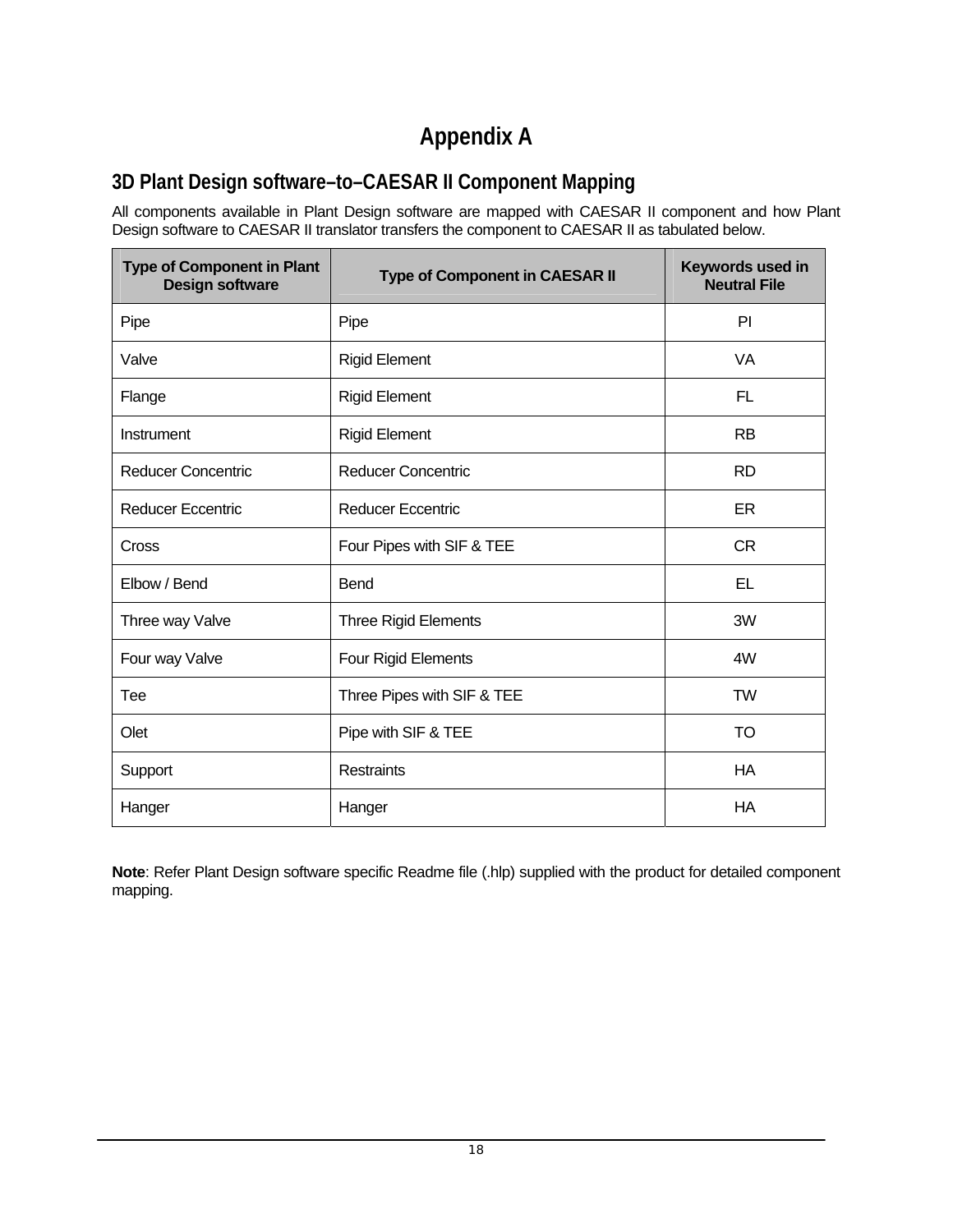# Appendix A

## 3D Plant Design software–to–CAESAR II Component Mapping

All components available in Plant Design software are mapped with CAESAR II component and how Plant Design software to CAESAR II translator transfers the component to CAESAR II as tabulated below.

| Type of Component in Plant Design software | Type of Component in CAESAR II | Keywords used in Neutral File |
|---|---|---|
| Pipe | Pipe | PI |
| Valve | Rigid Element | VA |
| Flange | Rigid Element | FL |
| Instrument | Rigid Element | RB |
| Reducer Concentric | Reducer Concentric | RD |
| Reducer Eccentric | Reducer Eccentric | ER |
| Cross | Four Pipes with SIF & TEE | CR |
| Elbow / Bend | Bend | EL |
| Three way Valve | Three Rigid Elements | 3W |
| Four way Valve | Four Rigid Elements | 4W |
| Tee | Three Pipes with SIF & TEE | TW |
| Olet | Pipe with SIF & TEE | TO |
| Support | Restraints | HA |
| Hanger | Hanger | HA |

**Note**: Refer Plant Design software specific Readme file (.hlp) supplied with the product for detailed component mapping.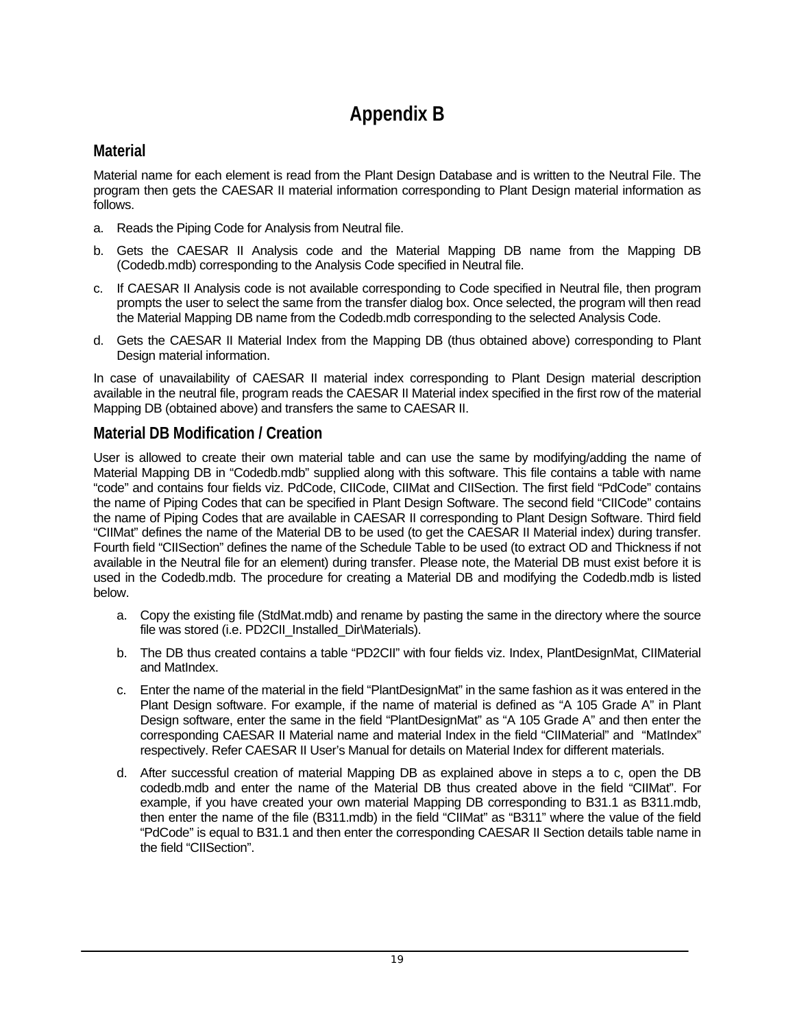# Appendix B

## Material

Material name for each element is read from the Plant Design Database and is written to the Neutral File. The program then gets the CAESAR II material information corresponding to Plant Design material information as follows.

a. Reads the Piping Code for Analysis from Neutral file.

b. Gets the CAESAR II Analysis code and the Material Mapping DB name from the Mapping DB (Codedb.mdb) corresponding to the Analysis Code specified in Neutral file.

c. If CAESAR II Analysis code is not available corresponding to Code specified in Neutral file, then program prompts the user to select the same from the transfer dialog box. Once selected, the program will then read the Material Mapping DB name from the Codedb.mdb corresponding to the selected Analysis Code.

d. Gets the CAESAR II Material Index from the Mapping DB (thus obtained above) corresponding to Plant Design material information.

In case of unavailability of CAESAR II material index corresponding to Plant Design material description available in the neutral file, program reads the CAESAR II Material index specified in the first row of the material Mapping DB (obtained above) and transfers the same to CAESAR II.

## Material DB Modification / Creation

User is allowed to create their own material table and can use the same by modifying/adding the name of Material Mapping DB in "Codedb.mdb" supplied along with this software. This file contains a table with name "code" and contains four fields viz. PdCode, CIICode, CIIMat and CIISection. The first field "PdCode" contains the name of Piping Codes that can be specified in Plant Design Software. The second field "CIICode" contains the name of Piping Codes that are available in CAESAR II corresponding to Plant Design Software. Third field "CIIMat" defines the name of the Material DB to be used (to get the CAESAR II Material index) during transfer. Fourth field "CIISection" defines the name of the Schedule Table to be used (to extract OD and Thickness if not available in the Neutral file for an element) during transfer. Please note, the Material DB must exist before it is used in the Codedb.mdb. The procedure for creating a Material DB and modifying the Codedb.mdb is listed below.

a. Copy the existing file (StdMat.mdb) and rename by pasting the same in the directory where the source file was stored (i.e. PD2CII_Installed_Dir\Materials).

b. The DB thus created contains a table "PD2CII" with four fields viz. Index, PlantDesignMat, CIIMaterial and MatIndex.

c. Enter the name of the material in the field "PlantDesignMat" in the same fashion as it was entered in the Plant Design software. For example, if the name of material is defined as "A 105 Grade A" in Plant Design software, enter the same in the field "PlantDesignMat" as "A 105 Grade A" and then enter the corresponding CAESAR II Material name and material Index in the field "CIIMaterial" and "MatIndex" respectively. Refer CAESAR II User's Manual for details on Material Index for different materials.

d. After successful creation of material Mapping DB as explained above in steps a to c, open the DB codedb.mdb and enter the name of the Material DB thus created above in the field "CIIMat". For example, if you have created your own material Mapping DB corresponding to B31.1 as B311.mdb, then enter the name of the file (B311.mdb) in the field "CIIMat" as "B311" where the value of the field "PdCode" is equal to B31.1 and then enter the corresponding CAESAR II Section details table name in the field "CIISection".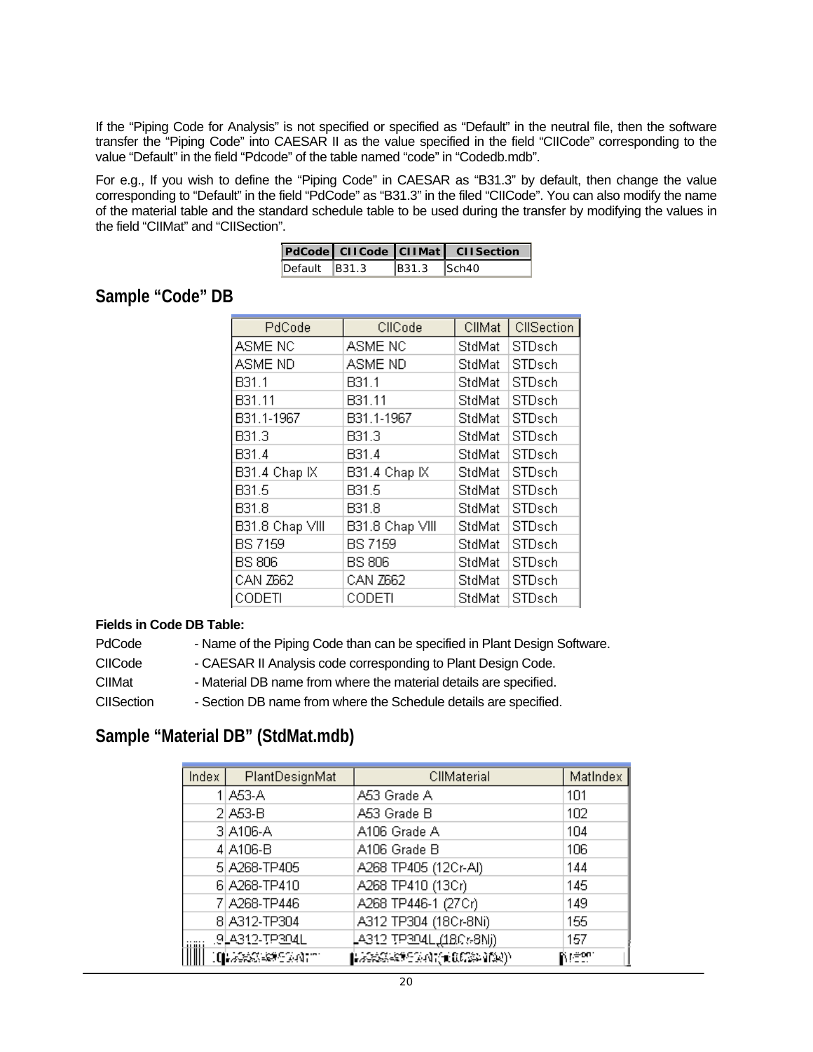If the “Piping Code for Analysis” is not specified or specified as “Default” in the neutral file, then the software transfer the “Piping Code” into CAESAR II as the value specified in the field “CIICode” corresponding to the value “Default” in the field “Pdcode” of the table named “code” in “Codedb.mdb”.

For e.g., If you wish to define the “Piping Code” in CAESAR as “B31.3” by default, then change the value corresponding to “Default” in the field “PdCode” as “B31.3” in the filed “CIICode”. You can also modify the name of the material table and the standard schedule table to be used during the transfer by modifying the values in the field “CIIMat” and “CIISection”.

| PdCode | CIICode | CIIMat | CIISection |
|---|---|---|---|
| Default | B31.3 | B31.3 | Sch40 |

## Sample “Code” DB

| PdCode | CIICode | CIIMat | CIISection |
|---|---|---|---|
| ASME NC | ASME NC | StdMat | STDsch |
| ASME ND | ASME ND | StdMat | STDsch |
| B31.1 | B31.1 | StdMat | STDsch |
| B31.11 | B31.11 | StdMat | STDsch |
| B31.1-1967 | B31.1-1967 | StdMat | STDsch |
| B31.3 | B31.3 | StdMat | STDsch |
| B31.4 | B31.4 | StdMat | STDsch |
| B31.4 Chap IX | B31.4 Chap IX | StdMat | STDsch |
| B31.5 | B31.5 | StdMat | STDsch |
| B31.8 | B31.8 | StdMat | STDsch |
| B31.8 Chap VIII | B31.8 Chap VIII | StdMat | STDsch |
| BS 7159 | BS 7159 | StdMat | STDsch |
| BS 806 | BS 806 | StdMat | STDsch |
| CAN Z662 | CAN Z662 | StdMat | STDsch |
| CODETI | CODETI | StdMat | STDsch |

**Fields in Code DB Table:**

PdCode - Name of the Piping Code than can be specified in Plant Design Software.

CIICode - CAESAR II Analysis code corresponding to Plant Design Code.

CIIMat - Material DB name from where the material details are specified.

CIISection - Section DB name from where the Schedule details are specified.

## Sample “Material DB” (StdMat.mdb)

| Index | PlantDesignMat | CIIMaterial | MatIndex |
|---|---|---|---|
| 1 | A53-A | A53 Grade A | 101 |
| 2 | A53-B | A53 Grade B | 102 |
| 3 | A106-A | A106 Grade A | 104 |
| 4 | A106-B | A106 Grade B | 106 |
| 5 | A268-TP405 | A268 TP405 (12Cr-Al) | 144 |
| 6 | A268-TP410 | A268 TP410 (13Cr) | 145 |
| 7 | A268-TP446 | A268 TP446-1 (27Cr) | 149 |
| 8 | A312-TP304 | A312 TP304 (18Cr-8Ni) | 155 |
| 9 | A312-TP304L | A312 TP304L (18Cr-8Ni) | 157 |
| 10 | | | |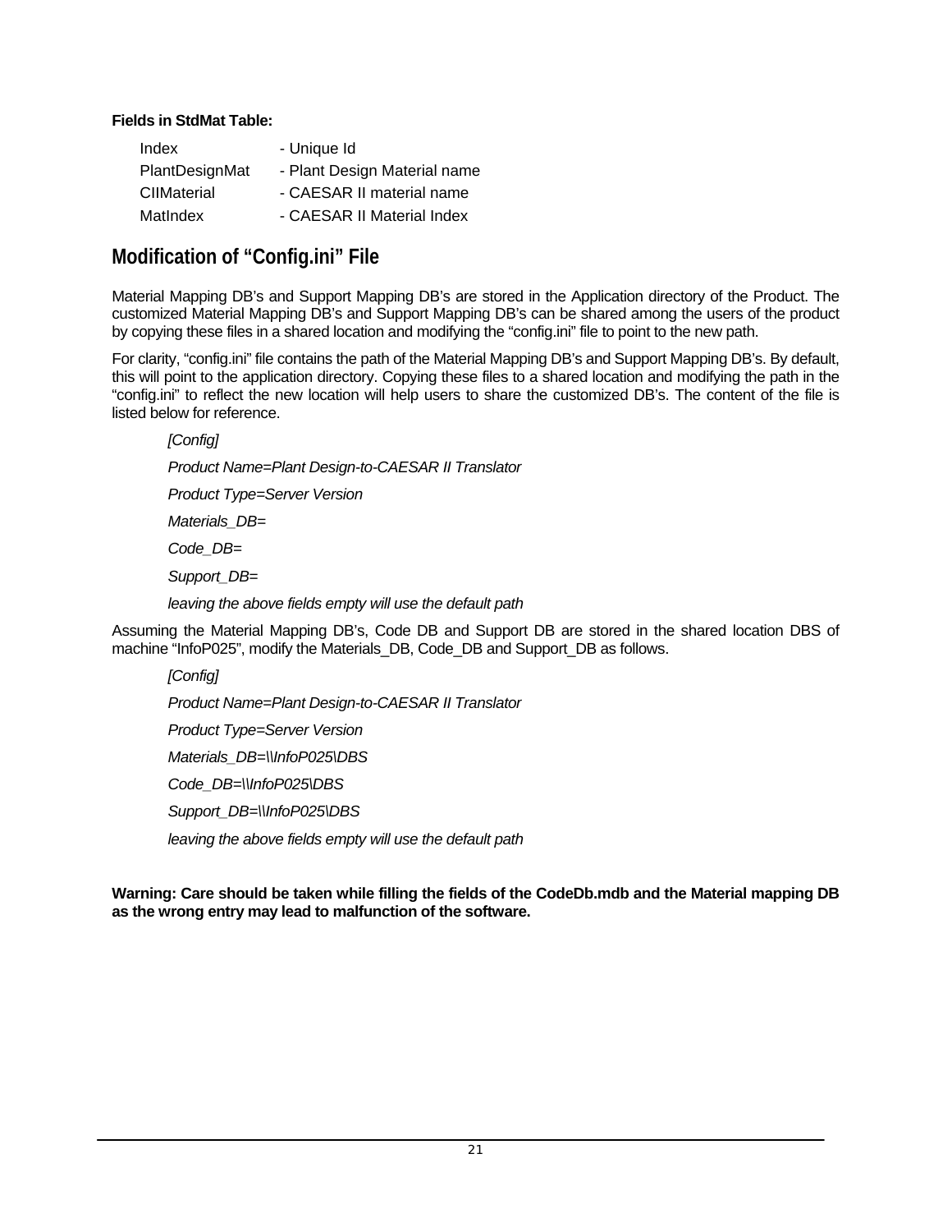**Fields in StdMat Table:**

| | |
|---|---|
| Index | - Unique Id |
| PlantDesignMat | - Plant Design Material name |
| CIIMaterial | - CAESAR II material name |
| MatIndex | - CAESAR II Material Index |

## Modification of "Config.ini" File

Material Mapping DB's and Support Mapping DB's are stored in the Application directory of the Product. The customized Material Mapping DB's and Support Mapping DB's can be shared among the users of the product by copying these files in a shared location and modifying the "config.ini" file to point to the new path.

For clarity, "config.ini" file contains the path of the Material Mapping DB's and Support Mapping DB's. By default, this will point to the application directory. Copying these files to a shared location and modifying the path in the "config.ini" to reflect the new location will help users to share the customized DB's. The content of the file is listed below for reference.

*[Config]*

*Product Name=Plant Design-to-CAESAR II Translator*

*Product Type=Server Version*

*Materials_DB=*

*Code_DB=*

*Support_DB=*

*leaving the above fields empty will use the default path*

Assuming the Material Mapping DB's, Code DB and Support DB are stored in the shared location DBS of machine "InfoP025", modify the Materials_DB, Code_DB and Support_DB as follows.

*[Config]*

*Product Name=Plant Design-to-CAESAR II Translator*

*Product Type=Server Version*

*Materials_DB=\\InfoP025\DBS*

*Code_DB=\\InfoP025\DBS*

*Support_DB=\\InfoP025\DBS*

*leaving the above fields empty will use the default path*

**Warning: Care should be taken while filling the fields of the CodeDb.mdb and the Material mapping DB as the wrong entry may lead to malfunction of the software.**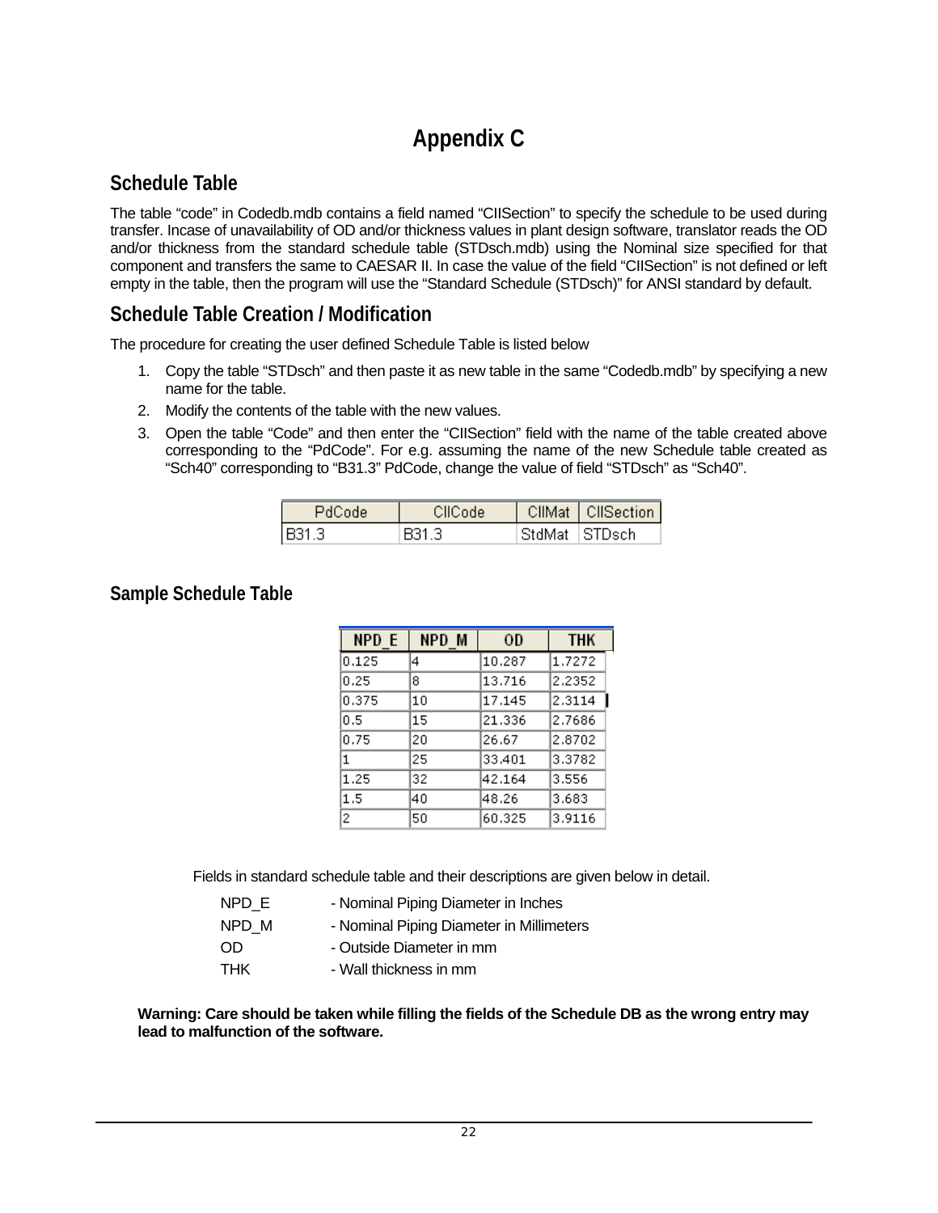# Appendix C

## Schedule Table

The table “code” in Codedb.mdb contains a field named “CIISection” to specify the schedule to be used during transfer. Incase of unavailability of OD and/or thickness values in plant design software, translator reads the OD and/or thickness from the standard schedule table (STDsch.mdb) using the Nominal size specified for that component and transfers the same to CAESAR II. In case the value of the field “CIISection” is not defined or left empty in the table, then the program will use the “Standard Schedule (STDsch)” for ANSI standard by default.

## Schedule Table Creation / Modification

The procedure for creating the user defined Schedule Table is listed below

1. Copy the table “STDsch” and then paste it as new table in the same “Codedb.mdb” by specifying a new name for the table.
2. Modify the contents of the table with the new values.
3. Open the table “Code” and then enter the “CIISection” field with the name of the table created above corresponding to the “PdCode”. For e.g. assuming the name of the new Schedule table created as “Sch40” corresponding to “B31.3” PdCode, change the value of field “STDsch” as “Sch40”.

| PdCode | CIICode | CIIMat | CIISection |
|---|---|---|---|
| B31.3 | B31.3 | StdMat | STDsch |

### Sample Schedule Table

| NPD_E | NPD_M | OD | THK |
|---|---|---|---|
| 0.125 | 4 | 10.287 | 1.7272 |
| 0.25 | 8 | 13.716 | 2.2352 |
| 0.375 | 10 | 17.145 | 2.3114 |
| 0.5 | 15 | 21.336 | 2.7686 |
| 0.75 | 20 | 26.67 | 2.8702 |
| 1 | 25 | 33.401 | 3.3782 |
| 1.25 | 32 | 42.164 | 3.556 |
| 1.5 | 40 | 48.26 | 3.683 |
| 2 | 50 | 60.325 | 3.9116 |

Fields in standard schedule table and their descriptions are given below in detail.

NPD_E - Nominal Piping Diameter in Inches
NPD_M - Nominal Piping Diameter in Millimeters
OD - Outside Diameter in mm
THK - Wall thickness in mm

**Warning: Care should be taken while filling the fields of the Schedule DB as the wrong entry may lead to malfunction of the software.**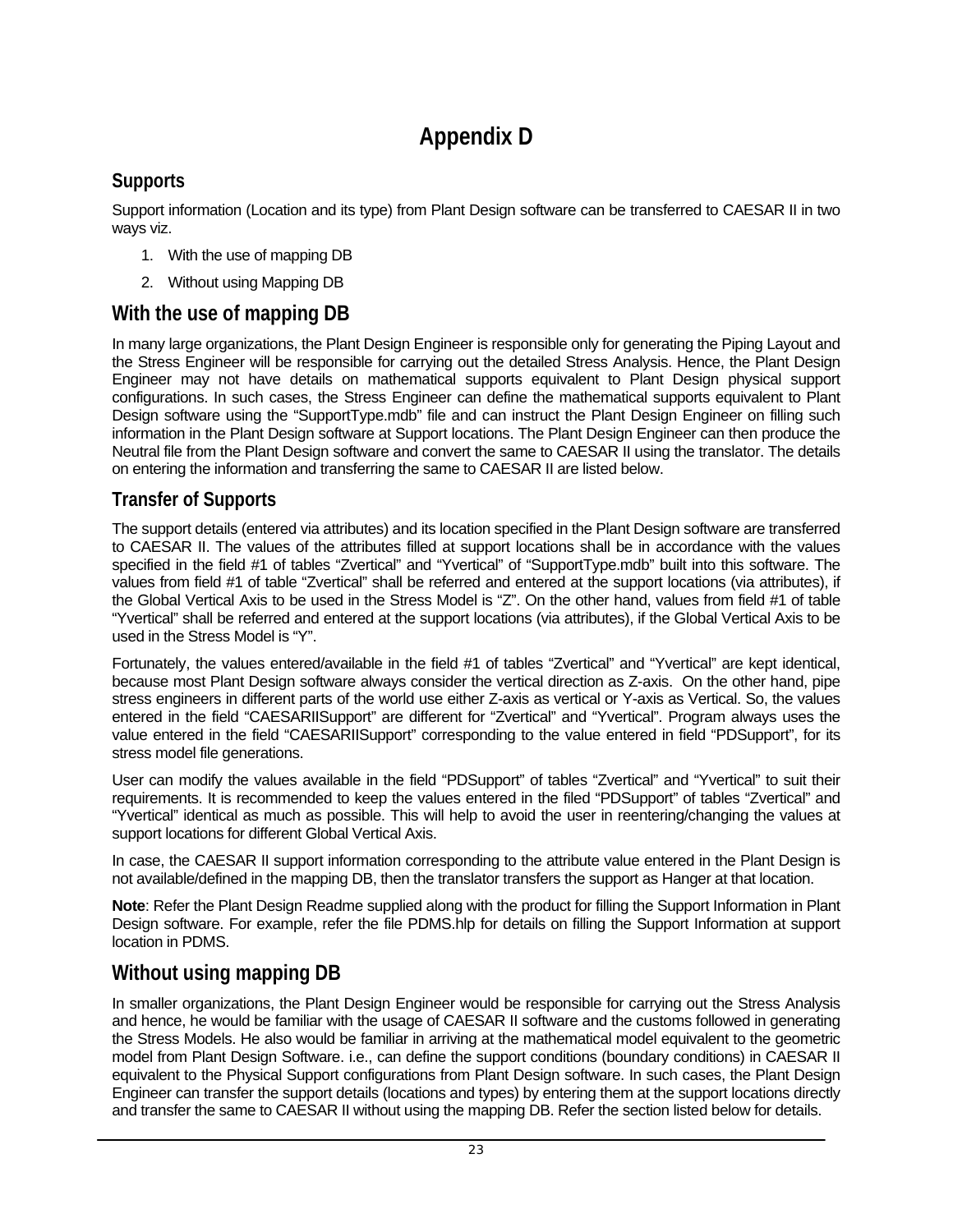# Appendix D

## Supports

Support information (Location and its type) from Plant Design software can be transferred to CAESAR II in two ways viz.

1. With the use of mapping DB
2. Without using Mapping DB

## With the use of mapping DB

In many large organizations, the Plant Design Engineer is responsible only for generating the Piping Layout and the Stress Engineer will be responsible for carrying out the detailed Stress Analysis. Hence, the Plant Design Engineer may not have details on mathematical supports equivalent to Plant Design physical support configurations. In such cases, the Stress Engineer can define the mathematical supports equivalent to Plant Design software using the "SupportType.mdb" file and can instruct the Plant Design Engineer on filling such information in the Plant Design software at Support locations. The Plant Design Engineer can then produce the Neutral file from the Plant Design software and convert the same to CAESAR II using the translator. The details on entering the information and transferring the same to CAESAR II are listed below.

### Transfer of Supports

The support details (entered via attributes) and its location specified in the Plant Design software are transferred to CAESAR II. The values of the attributes filled at support locations shall be in accordance with the values specified in the field #1 of tables "Zvertical" and "Yvertical" of "SupportType.mdb" built into this software. The values from field #1 of table "Zvertical" shall be referred and entered at the support locations (via attributes), if the Global Vertical Axis to be used in the Stress Model is "Z". On the other hand, values from field #1 of table "Yvertical" shall be referred and entered at the support locations (via attributes), if the Global Vertical Axis to be used in the Stress Model is "Y".

Fortunately, the values entered/available in the field #1 of tables "Zvertical" and "Yvertical" are kept identical, because most Plant Design software always consider the vertical direction as Z-axis. On the other hand, pipe stress engineers in different parts of the world use either Z-axis as vertical or Y-axis as Vertical. So, the values entered in the field "CAESARIISupport" are different for "Zvertical" and "Yvertical". Program always uses the value entered in the field "CAESARIISupport" corresponding to the value entered in field "PDSupport", for its stress model file generations.

User can modify the values available in the field "PDSupport" of tables "Zvertical" and "Yvertical" to suit their requirements. It is recommended to keep the values entered in the filed "PDSupport" of tables "Zvertical" and "Yvertical" identical as much as possible. This will help to avoid the user in reentering/changing the values at support locations for different Global Vertical Axis.

In case, the CAESAR II support information corresponding to the attribute value entered in the Plant Design is not available/defined in the mapping DB, then the translator transfers the support as Hanger at that location.

**Note**: Refer the Plant Design Readme supplied along with the product for filling the Support Information in Plant Design software. For example, refer the file PDMS.hlp for details on filling the Support Information at support location in PDMS.

## Without using mapping DB

In smaller organizations, the Plant Design Engineer would be responsible for carrying out the Stress Analysis and hence, he would be familiar with the usage of CAESAR II software and the customs followed in generating the Stress Models. He also would be familiar in arriving at the mathematical model equivalent to the geometric model from Plant Design Software. i.e., can define the support conditions (boundary conditions) in CAESAR II equivalent to the Physical Support configurations from Plant Design software. In such cases, the Plant Design Engineer can transfer the support details (locations and types) by entering them at the support locations directly and transfer the same to CAESAR II without using the mapping DB. Refer the section listed below for details.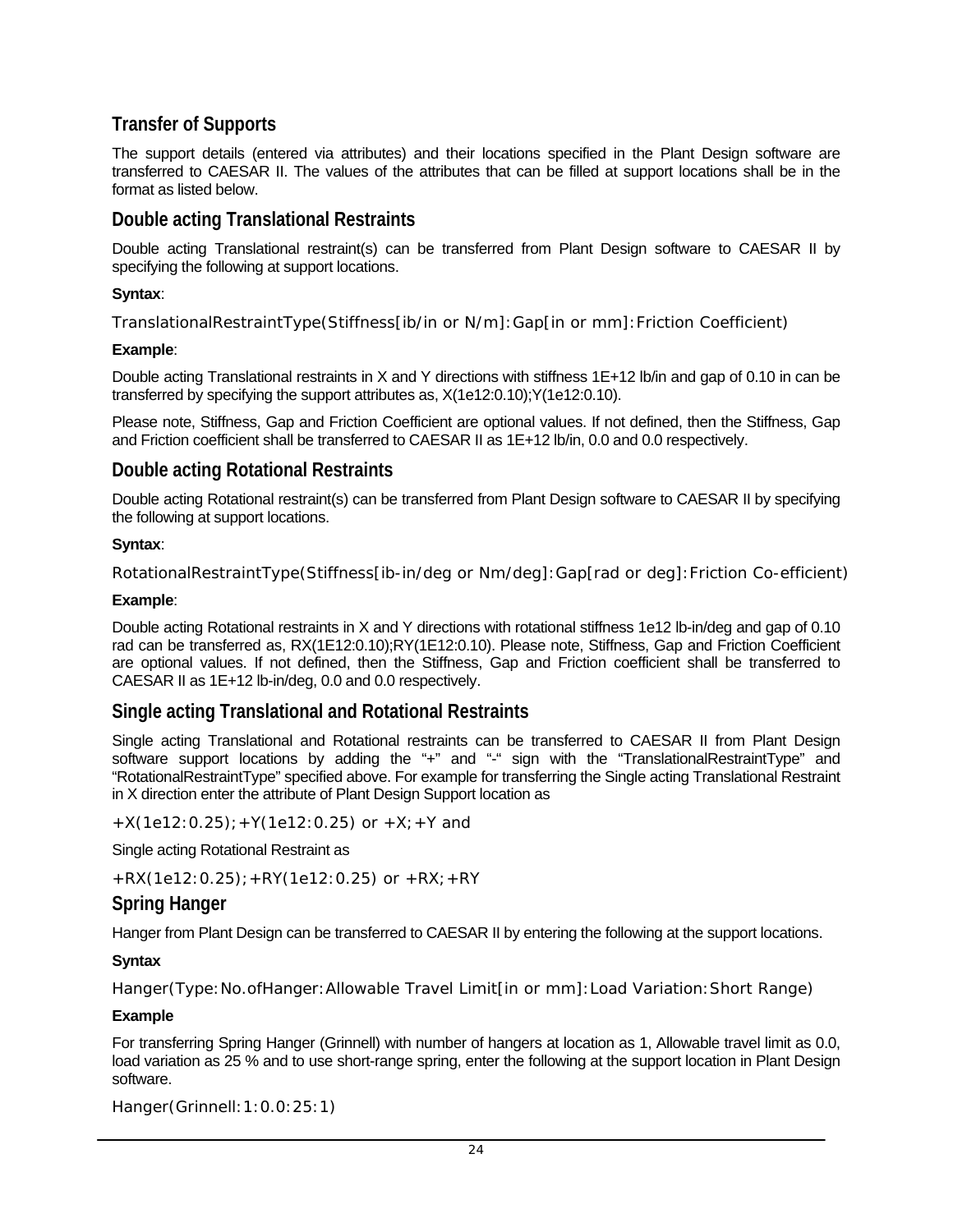## Transfer of Supports

The support details (entered via attributes) and their locations specified in the Plant Design software are transferred to CAESAR II. The values of the attributes that can be filled at support locations shall be in the format as listed below.

### Double acting Translational Restraints

Double acting Translational restraint(s) can be transferred from Plant Design software to CAESAR II by specifying the following at support locations.

**Syntax**:

```
TranslationalRestraintType(Stiffness[ib/in or N/m]:Gap[in or mm]:Friction Coefficient)
```

**Example**:

Double acting Translational restraints in X and Y directions with stiffness 1E+12 lb/in and gap of 0.10 in can be transferred by specifying the support attributes as, X(1e12:0.10);Y(1e12:0.10).

Please note, Stiffness, Gap and Friction Coefficient are optional values. If not defined, then the Stiffness, Gap and Friction coefficient shall be transferred to CAESAR II as 1E+12 lb/in, 0.0 and 0.0 respectively.

### Double acting Rotational Restraints

Double acting Rotational restraint(s) can be transferred from Plant Design software to CAESAR II by specifying the following at support locations.

**Syntax**:

```
RotationalRestraintType(Stiffness[ib-in/deg or Nm/deg]:Gap[rad or deg]:Friction Co-efficient)
```

**Example**:

Double acting Rotational restraints in X and Y directions with rotational stiffness 1e12 lb-in/deg and gap of 0.10 rad can be transferred as, RX(1E12:0.10);RY(1E12:0.10). Please note, Stiffness, Gap and Friction Coefficient are optional values. If not defined, then the Stiffness, Gap and Friction coefficient shall be transferred to CAESAR II as 1E+12 lb-in/deg, 0.0 and 0.0 respectively.

### Single acting Translational and Rotational Restraints

Single acting Translational and Rotational restraints can be transferred to CAESAR II from Plant Design software support locations by adding the "+" and "-" sign with the "TranslationalRestraintType" and "RotationalRestraintType" specified above. For example for transferring the Single acting Translational Restraint in X direction enter the attribute of Plant Design Support location as

```
+X(1e12:0.25);+Y(1e12:0.25) or +X;+Y and
```

Single acting Rotational Restraint as

```
+RX(1e12:0.25);+RY(1e12:0.25) or +RX;+RY
```

### Spring Hanger

Hanger from Plant Design can be transferred to CAESAR II by entering the following at the support locations.

**Syntax**

```
Hanger(Type:No.ofHanger:Allowable Travel Limit[in or mm]:Load Variation:Short Range)
```

**Example**

For transferring Spring Hanger (Grinnell) with number of hangers at location as 1, Allowable travel limit as 0.0, load variation as 25 % and to use short-range spring, enter the following at the support location in Plant Design software.

```
Hanger(Grinnell:1:0.0:25:1)
```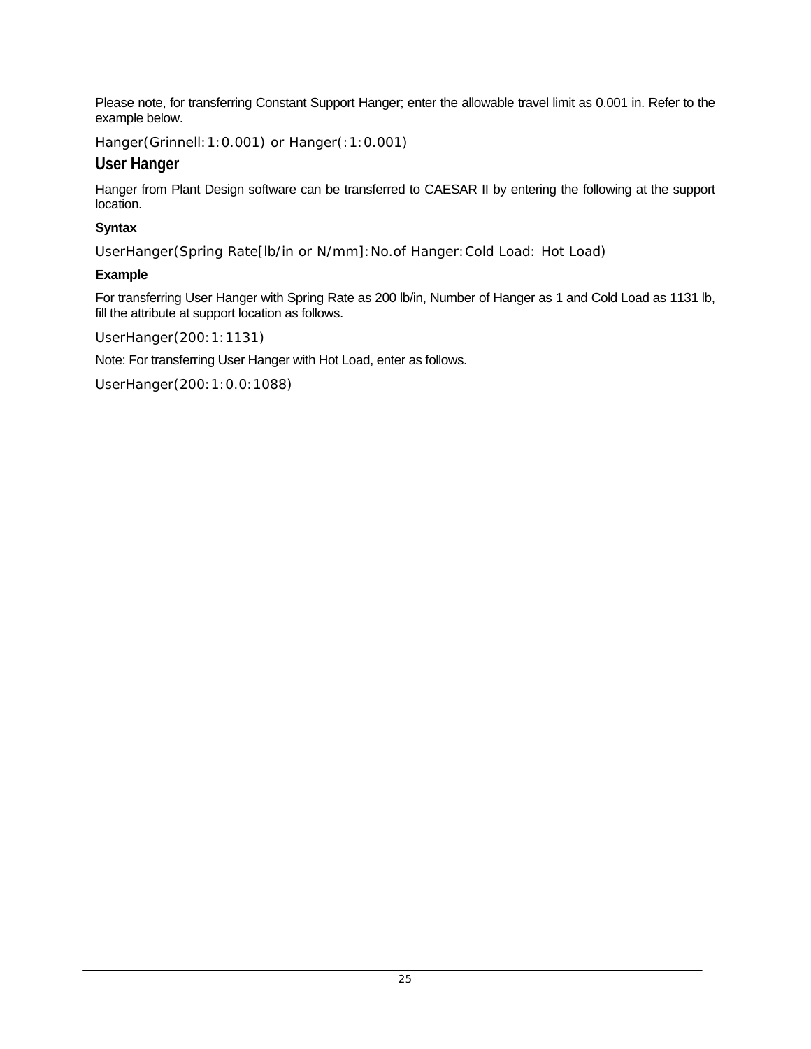Please note, for transferring Constant Support Hanger; enter the allowable travel limit as 0.001 in. Refer to the example below.

```
Hanger(Grinnell:1:0.001) or Hanger(:1:0.001)
```

## User Hanger

Hanger from Plant Design software can be transferred to CAESAR II by entering the following at the support location.

**Syntax**

```
UserHanger(Spring Rate[lb/in or N/mm]:No.of Hanger:Cold Load: Hot Load)
```

**Example**

For transferring User Hanger with Spring Rate as 200 lb/in, Number of Hanger as 1 and Cold Load as 1131 lb, fill the attribute at support location as follows.

```
UserHanger(200:1:1131)
```

Note: For transferring User Hanger with Hot Load, enter as follows.

```
UserHanger(200:1:0.0:1088)
```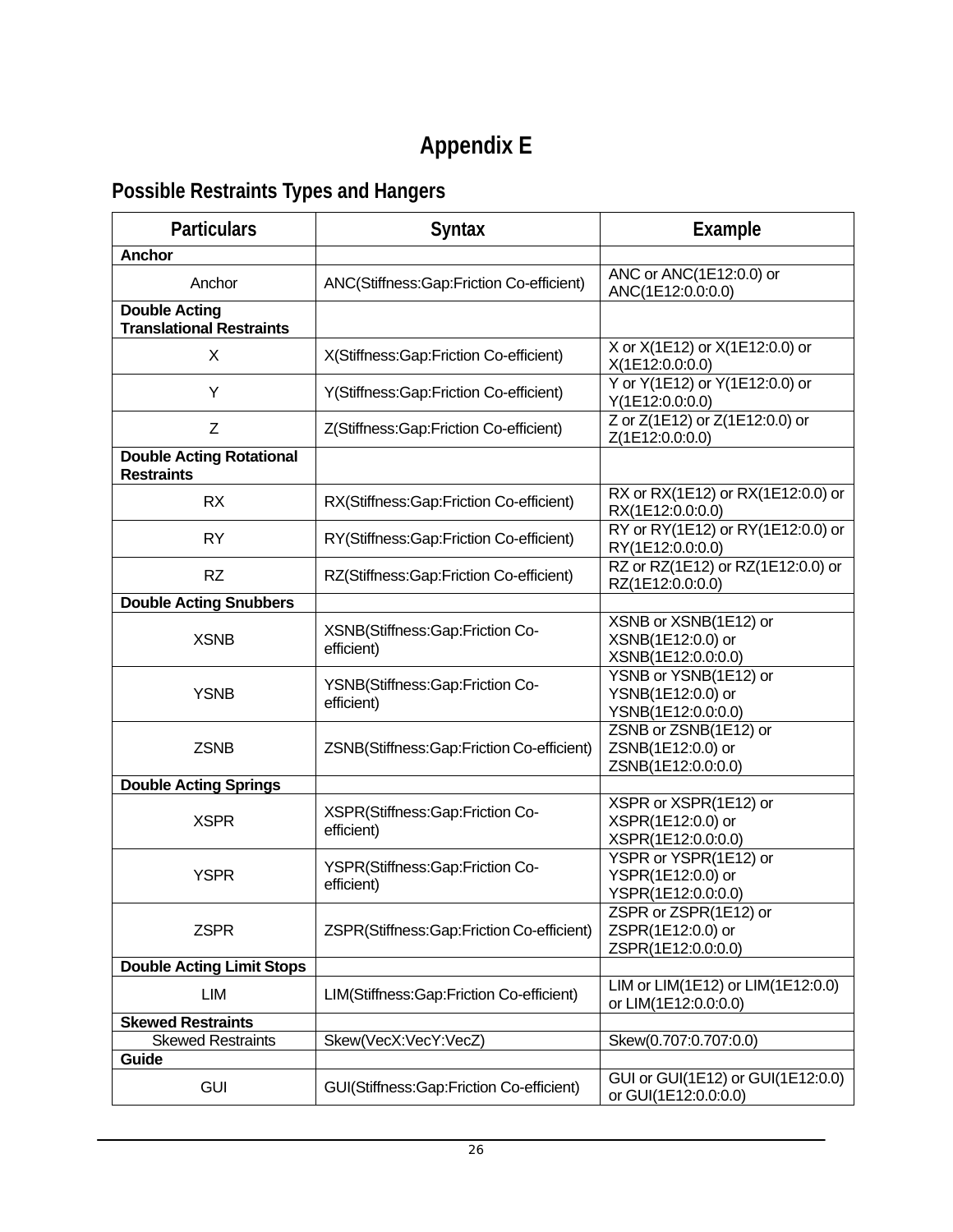# Appendix E

## Possible Restraints Types and Hangers

| Particulars | Syntax | Example |
|---|---|---|
| **Anchor** | | |
| Anchor | ANC(Stiffness:Gap:Friction Co-efficient) | ANC or ANC(1E12:0.0) or ANC(1E12:0.0:0.0) |
| **Double Acting Translational Restraints** | | |
| X | X(Stiffness:Gap:Friction Co-efficient) | X or X(1E12) or X(1E12:0.0) or X(1E12:0.0:0.0) |
| Y | Y(Stiffness:Gap:Friction Co-efficient) | Y or Y(1E12) or Y(1E12:0.0) or Y(1E12:0.0:0.0) |
| Z | Z(Stiffness:Gap:Friction Co-efficient) | Z or Z(1E12) or Z(1E12:0.0) or Z(1E12:0.0:0.0) |
| **Double Acting Rotational Restraints** | | |
| RX | RX(Stiffness:Gap:Friction Co-efficient) | RX or RX(1E12) or RX(1E12:0.0) or RX(1E12:0.0:0.0) |
| RY | RY(Stiffness:Gap:Friction Co-efficient) | RY or RY(1E12) or RY(1E12:0.0) or RY(1E12:0.0:0.0) |
| RZ | RZ(Stiffness:Gap:Friction Co-efficient) | RZ or RZ(1E12) or RZ(1E12:0.0) or RZ(1E12:0.0:0.0) |
| **Double Acting Snubbers** | | |
| XSNB | XSNB(Stiffness:Gap:Friction Co-efficient) | XSNB or XSNB(1E12) or XSNB(1E12:0.0) or XSNB(1E12:0.0:0.0) |
| YSNB | YSNB(Stiffness:Gap:Friction Co-efficient) | YSNB or YSNB(1E12) or YSNB(1E12:0.0) or YSNB(1E12:0.0:0.0) |
| ZSNB | ZSNB(Stiffness:Gap:Friction Co-efficient) | ZSNB or ZSNB(1E12) or ZSNB(1E12:0.0) or ZSNB(1E12:0.0:0.0) |
| **Double Acting Springs** | | |
| XSPR | XSPR(Stiffness:Gap:Friction Co-efficient) | XSPR or XSPR(1E12) or XSPR(1E12:0.0) or XSPR(1E12:0.0:0.0) |
| YSPR | YSPR(Stiffness:Gap:Friction Co-efficient) | YSPR or YSPR(1E12) or YSPR(1E12:0.0) or YSPR(1E12:0.0:0.0) |
| ZSPR | ZSPR(Stiffness:Gap:Friction Co-efficient) | ZSPR or ZSPR(1E12) or ZSPR(1E12:0.0) or ZSPR(1E12:0.0:0.0) |
| **Double Acting Limit Stops** | | |
| LIM | LIM(Stiffness:Gap:Friction Co-efficient) | LIM or LIM(1E12) or LIM(1E12:0.0) or LIM(1E12:0.0:0.0) |
| **Skewed Restraints** | | |
| Skewed Restraints | Skew(VecX:VecY:VecZ) | Skew(0.707:0.707:0.0) |
| **Guide** | | |
| GUI | GUI(Stiffness:Gap:Friction Co-efficient) | GUI or GUI(1E12) or GUI(1E12:0.0) or GUI(1E12:0.0:0.0) |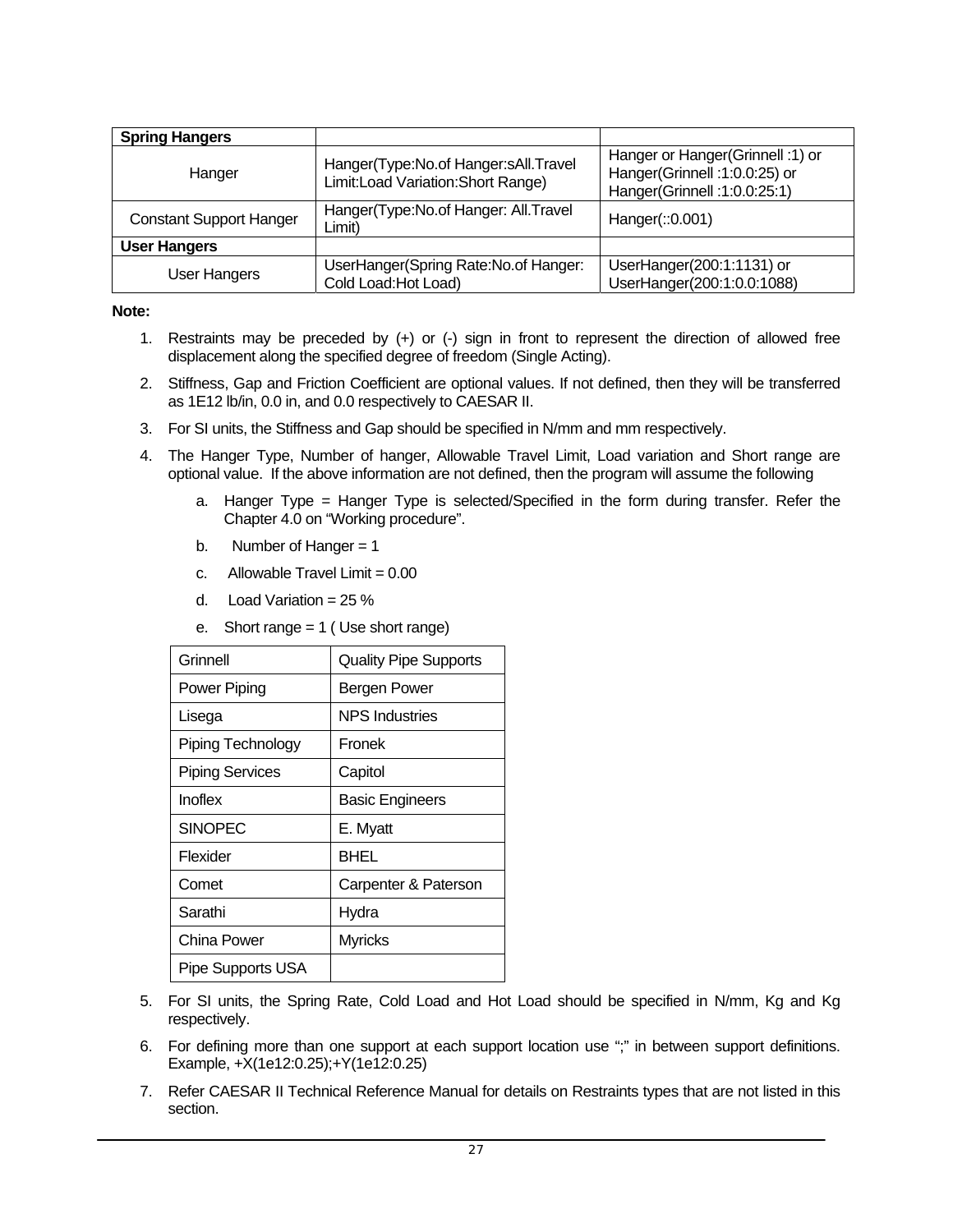| **Spring Hangers** | | |
|---|---|---|
| Hanger | Hanger(Type:No.of Hanger:sAll.Travel Limit:Load Variation:Short Range) | Hanger or Hanger(Grinnell :1) or Hanger(Grinnell :1:0.0:25) or Hanger(Grinnell :1:0.0:25:1) |
| Constant Support Hanger | Hanger(Type:No.of Hanger: All.Travel Limit) | Hanger(::0.001) |
| **User Hangers** | | |
| User Hangers | UserHanger(Spring Rate:No.of Hanger: Cold Load:Hot Load) | UserHanger(200:1:1131) or UserHanger(200:1:0.0:1088) |

**Note:**

1. Restraints may be preceded by (+) or (-) sign in front to represent the direction of allowed free displacement along the specified degree of freedom (Single Acting).
2. Stiffness, Gap and Friction Coefficient are optional values. If not defined, then they will be transferred as 1E12 lb/in, 0.0 in, and 0.0 respectively to CAESAR II.
3. For SI units, the Stiffness and Gap should be specified in N/mm and mm respectively.
4. The Hanger Type, Number of hanger, Allowable Travel Limit, Load variation and Short range are optional value. If the above information are not defined, then the program will assume the following
   a. Hanger Type = Hanger Type is selected/Specified in the form during transfer. Refer the Chapter 4.0 on "Working procedure".
   b. Number of Hanger = 1
   c. Allowable Travel Limit = 0.00
   d. Load Variation = 25 %
   e. Short range = 1 ( Use short range)

| Grinnell | Quality Pipe Supports |
|---|---|
| Power Piping | Bergen Power |
| Lisega | NPS Industries |
| Piping Technology | Fronek |
| Piping Services | Capitol |
| Inoflex | Basic Engineers |
| SINOPEC | E. Myatt |
| Flexider | BHEL |
| Comet | Carpenter & Paterson |
| Sarathi | Hydra |
| China Power | Myricks |
| Pipe Supports USA | |

5. For SI units, the Spring Rate, Cold Load and Hot Load should be specified in N/mm, Kg and Kg respectively.
6. For defining more than one support at each support location use ";" in between support definitions. Example, +X(1e12:0.25);+Y(1e12:0.25)
7. Refer CAESAR II Technical Reference Manual for details on Restraints types that are not listed in this section.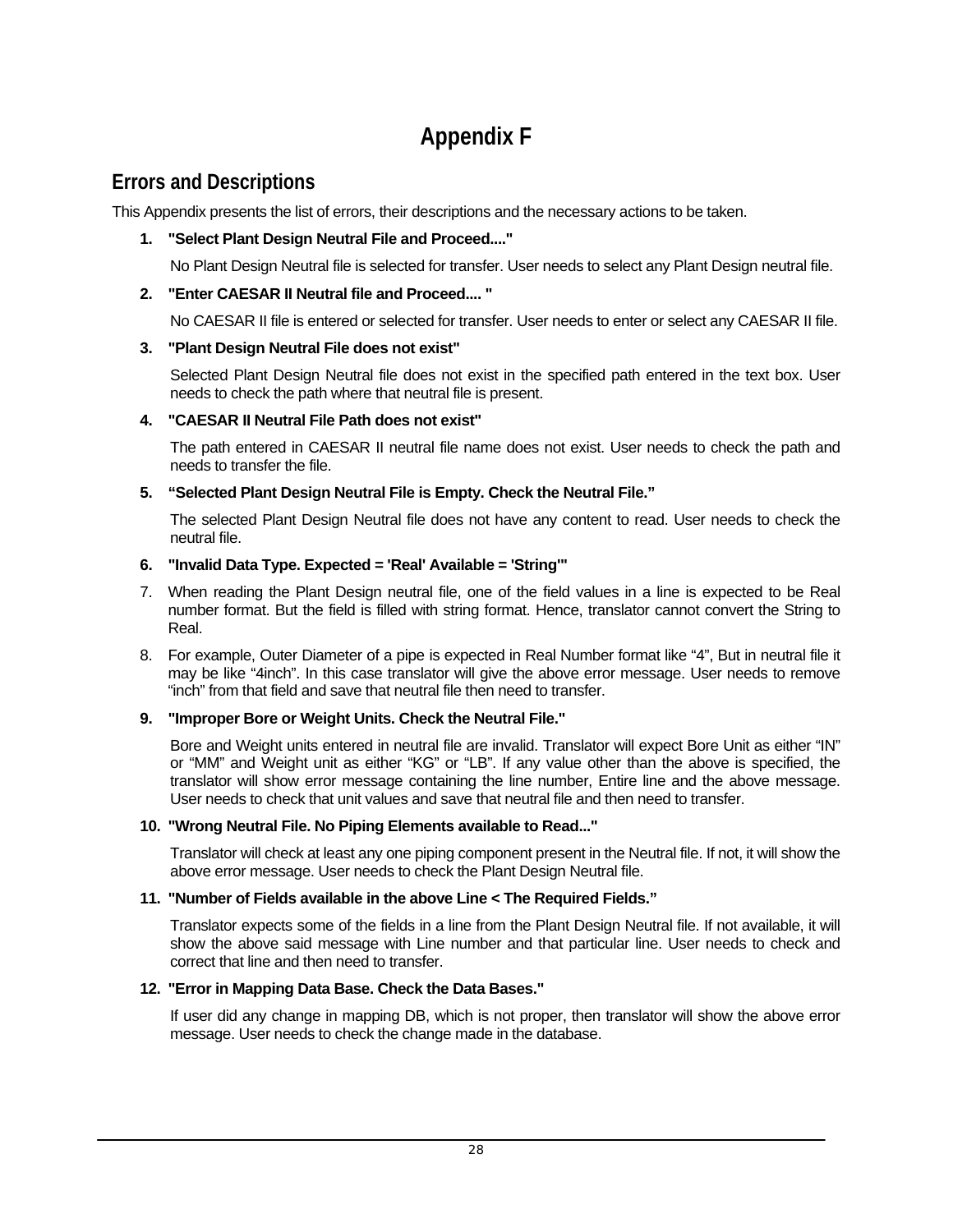# Appendix F

## Errors and Descriptions

This Appendix presents the list of errors, their descriptions and the necessary actions to be taken.

1. **"Select Plant Design Neutral File and Proceed...."**

   No Plant Design Neutral file is selected for transfer. User needs to select any Plant Design neutral file.

2. **"Enter CAESAR II Neutral file and Proceed.... "**

   No CAESAR II file is entered or selected for transfer. User needs to enter or select any CAESAR II file.

3. **"Plant Design Neutral File does not exist"**

   Selected Plant Design Neutral file does not exist in the specified path entered in the text box. User needs to check the path where that neutral file is present.

4. **"CAESAR II Neutral File Path does not exist"**

   The path entered in CAESAR II neutral file name does not exist. User needs to check the path and needs to transfer the file.

5. **"Selected Plant Design Neutral File is Empty. Check the Neutral File."**

   The selected Plant Design Neutral file does not have any content to read. User needs to check the neutral file.

6. **"Invalid Data Type. Expected = 'Real' Available = 'String'"**

7. When reading the Plant Design neutral file, one of the field values in a line is expected to be Real number format. But the field is filled with string format. Hence, translator cannot convert the String to Real.

8. For example, Outer Diameter of a pipe is expected in Real Number format like "4", But in neutral file it may be like "4inch". In this case translator will give the above error message. User needs to remove "inch" from that field and save that neutral file then need to transfer.

9. **"Improper Bore or Weight Units. Check the Neutral File."**

   Bore and Weight units entered in neutral file are invalid. Translator will expect Bore Unit as either "IN" or "MM" and Weight unit as either "KG" or "LB". If any value other than the above is specified, the translator will show error message containing the line number, Entire line and the above message. User needs to check that unit values and save that neutral file and then need to transfer.

10. **"Wrong Neutral File. No Piping Elements available to Read..."**

    Translator will check at least any one piping component present in the Neutral file. If not, it will show the above error message. User needs to check the Plant Design Neutral file.

11. **"Number of Fields available in the above Line < The Required Fields."**

    Translator expects some of the fields in a line from the Plant Design Neutral file. If not available, it will show the above said message with Line number and that particular line. User needs to check and correct that line and then need to transfer.

12. **"Error in Mapping Data Base. Check the Data Bases."**

    If user did any change in mapping DB, which is not proper, then translator will show the above error message. User needs to check the change made in the database.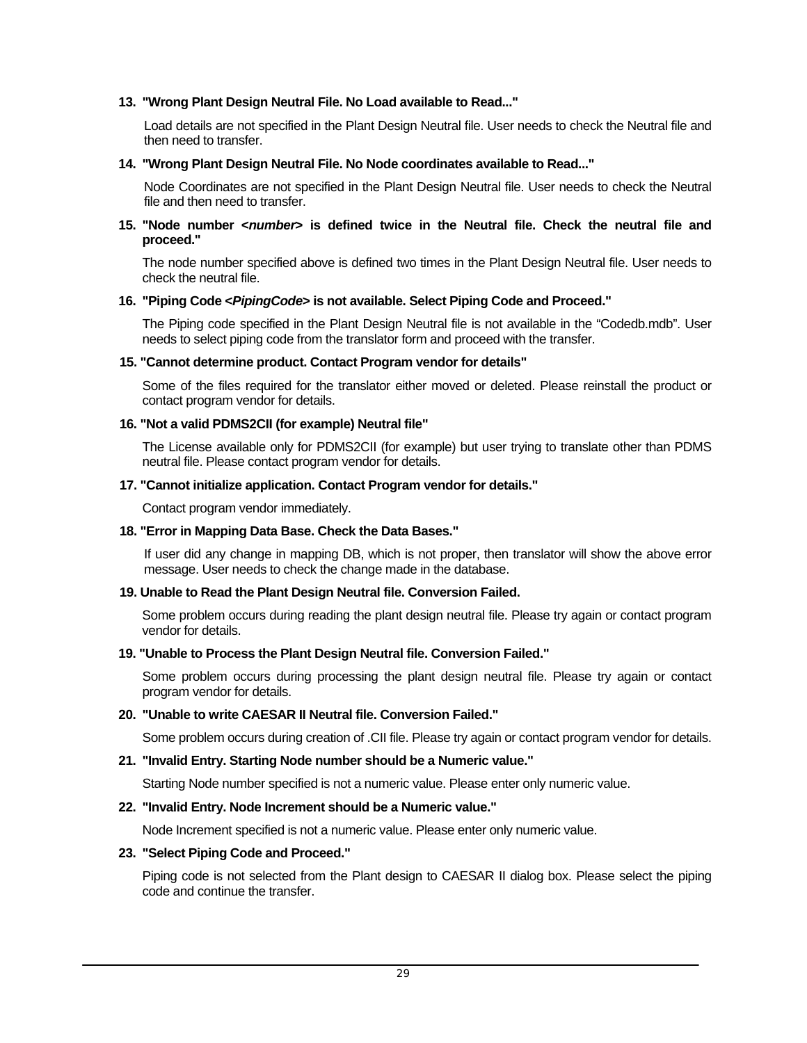**13. "Wrong Plant Design Neutral File. No Load available to Read..."**

Load details are not specified in the Plant Design Neutral file. User needs to check the Neutral file and then need to transfer.

**14. "Wrong Plant Design Neutral File. No Node coordinates available to Read..."**

Node Coordinates are not specified in the Plant Design Neutral file. User needs to check the Neutral file and then need to transfer.

**15. "Node number <*number*> is defined twice in the Neutral file. Check the neutral file and proceed."**

The node number specified above is defined two times in the Plant Design Neutral file. User needs to check the neutral file.

**16. "Piping Code <*PipingCode*> is not available. Select Piping Code and Proceed."**

The Piping code specified in the Plant Design Neutral file is not available in the "Codedb.mdb". User needs to select piping code from the translator form and proceed with the transfer.

**15. "Cannot determine product. Contact Program vendor for details"**

Some of the files required for the translator either moved or deleted. Please reinstall the product or contact program vendor for details.

**16. "Not a valid PDMS2CII (for example) Neutral file"**

The License available only for PDMS2CII (for example) but user trying to translate other than PDMS neutral file. Please contact program vendor for details.

**17. "Cannot initialize application. Contact Program vendor for details."**

Contact program vendor immediately.

**18. "Error in Mapping Data Base. Check the Data Bases."**

If user did any change in mapping DB, which is not proper, then translator will show the above error message. User needs to check the change made in the database.

**19. Unable to Read the Plant Design Neutral file. Conversion Failed.**

Some problem occurs during reading the plant design neutral file. Please try again or contact program vendor for details.

**19. "Unable to Process the Plant Design Neutral file. Conversion Failed."**

Some problem occurs during processing the plant design neutral file. Please try again or contact program vendor for details.

**20. "Unable to write CAESAR II Neutral file. Conversion Failed."**

Some problem occurs during creation of .CII file. Please try again or contact program vendor for details.

**21. "Invalid Entry. Starting Node number should be a Numeric value."**

Starting Node number specified is not a numeric value. Please enter only numeric value.

**22. "Invalid Entry. Node Increment should be a Numeric value."**

Node Increment specified is not a numeric value. Please enter only numeric value.

**23. "Select Piping Code and Proceed."**

Piping code is not selected from the Plant design to CAESAR II dialog box. Please select the piping code and continue the transfer.